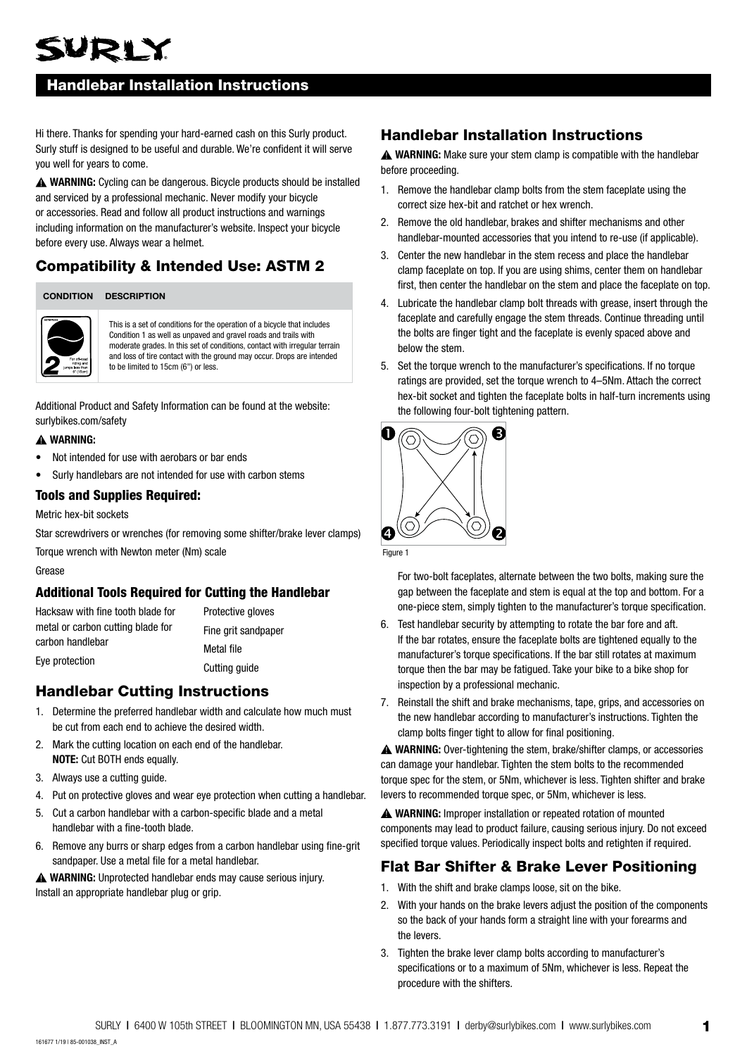# SURLY

## Handlebar Installation Instructions

Hi there. Thanks for spending your hard-earned cash on this Surly product. Surly stuff is designed to be useful and durable. We're confident it will serve you well for years to come.

⚠ **WARNING:** Cycling can be dangerous. Bicycle products should be installed and serviced by a professional mechanic. Never modify your bicycle or accessories. Read and follow all product instructions and warnings including information on the manufacturer's website. Inspect your bicycle before every use. Always wear a helmet.

### Compatibility & Intended Use: ASTM 2

| CONDITION | DESCRIPTION |
|---|---|
| 2 — For off-road riding and jumps less than 6" (15cm) | This is a set of conditions for the operation of a bicycle that includes Condition 1 as well as unpaved and gravel roads and trails with moderate grades. In this set of conditions, contact with irregular terrain and loss of tire contact with the ground may occur. Drops are intended to be limited to 15cm (6") or less. |

Additional Product and Safety Information can be found at the website: surlybikes.com/safety

⚠ **WARNING:**

- Not intended for use with aerobars or bar ends
- Surly handlebars are not intended for use with carbon stems

#### Tools and Supplies Required:

Metric hex-bit sockets

Star screwdrivers or wrenches (for removing some shifter/brake lever clamps)

Torque wrench with Newton meter (Nm) scale

Grease

#### Additional Tools Required for Cutting the Handlebar

Hacksaw with fine tooth blade for metal or carbon cutting blade for carbon handlebar

Eye protection

Protective gloves

Fine grit sandpaper

Metal file

Cutting guide

### Handlebar Cutting Instructions

1. Determine the preferred handlebar width and calculate how much must be cut from each end to achieve the desired width.
2. Mark the cutting location on each end of the handlebar. **NOTE:** Cut BOTH ends equally.
3. Always use a cutting guide.
4. Put on protective gloves and wear eye protection when cutting a handlebar.
5. Cut a carbon handlebar with a carbon-specific blade and a metal handlebar with a fine-tooth blade.
6. Remove any burrs or sharp edges from a carbon handlebar using fine-grit sandpaper. Use a metal file for a metal handlebar.

⚠ **WARNING:** Unprotected handlebar ends may cause serious injury. Install an appropriate handlebar plug or grip.

### Handlebar Installation Instructions

⚠ **WARNING:** Make sure your stem clamp is compatible with the handlebar before proceeding.

1. Remove the handlebar clamp bolts from the stem faceplate using the correct size hex-bit and ratchet or hex wrench.
2. Remove the old handlebar, brakes and shifter mechanisms and other handlebar-mounted accessories that you intend to re-use (if applicable).
3. Center the new handlebar in the stem recess and place the handlebar clamp faceplate on top. If you are using shims, center them on handlebar first, then center the handlebar on the stem and place the faceplate on top.
4. Lubricate the handlebar clamp bolt threads with grease, insert through the faceplate and carefully engage the stem threads. Continue threading until the bolts are finger tight and the faceplate is evenly spaced above and below the stem.
5. Set the torque wrench to the manufacturer's specifications. If no torque ratings are provided, set the torque wrench to 4–5Nm. Attach the correct hex-bit socket and tighten the faceplate bolts in half-turn increments using the following four-bolt tightening pattern.

Figure 1

For two-bolt faceplates, alternate between the two bolts, making sure the gap between the faceplate and stem is equal at the top and bottom. For a one-piece stem, simply tighten to the manufacturer's torque specification.

6. Test handlebar security by attempting to rotate the bar fore and aft. If the bar rotates, ensure the faceplate bolts are tightened equally to the manufacturer's torque specifications. If the bar still rotates at maximum torque then the bar may be fatigued. Take your bike to a bike shop for inspection by a professional mechanic.
7. Reinstall the shift and brake mechanisms, tape, grips, and accessories on the new handlebar according to manufacturer's instructions. Tighten the clamp bolts finger tight to allow for final positioning.

⚠ **WARNING:** Over-tightening the stem, brake/shifter clamps, or accessories can damage your handlebar. Tighten the stem bolts to the recommended torque spec for the stem, or 5Nm, whichever is less. Tighten shifter and brake levers to recommended torque spec, or 5Nm, whichever is less.

⚠ **WARNING:** Improper installation or repeated rotation of mounted components may lead to product failure, causing serious injury. Do not exceed specified torque values. Periodically inspect bolts and retighten if required.

### Flat Bar Shifter & Brake Lever Positioning

1. With the shift and brake clamps loose, sit on the bike.
2. With your hands on the brake levers adjust the position of the components so the back of your hands form a straight line with your forearms and the levers.
3. Tighten the brake lever clamp bolts according to manufacturer's specifications or to a maximum of 5Nm, whichever is less. Repeat the procedure with the shifters.

SURLY | 6400 W 105th STREET | BLOOMINGTON MN, USA 55438 | 1.877.773.3191 | derby@surlybikes.com | www.surlybikes.com

161677 1/19 | 85-001038_INST_A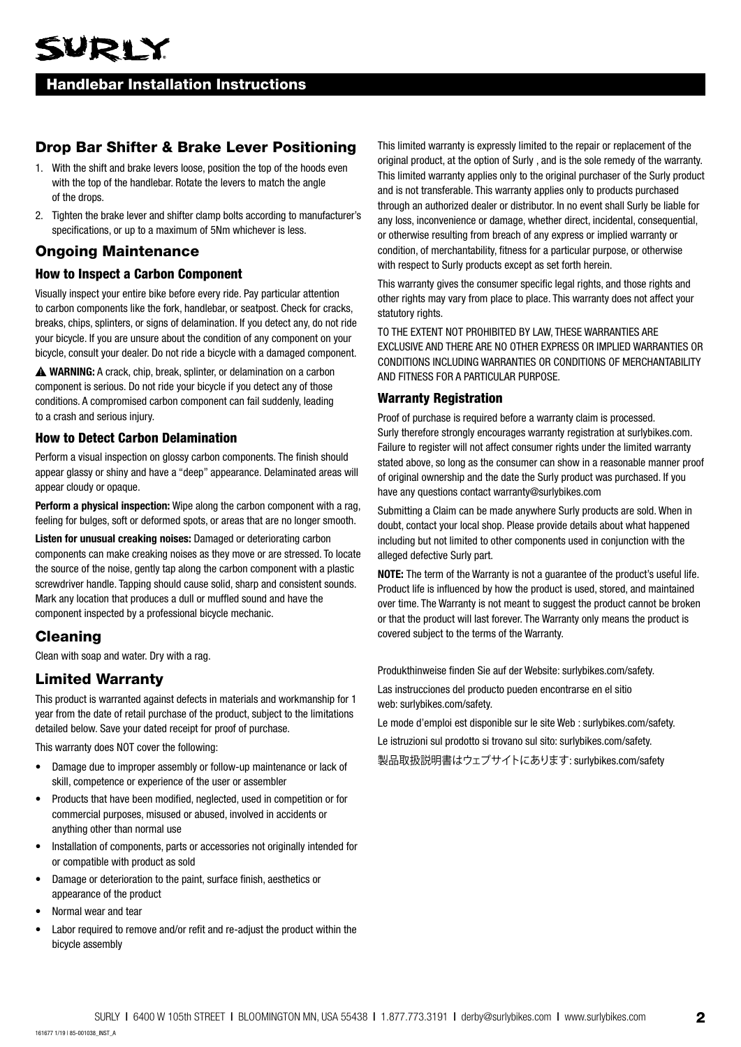# SURLY

## Handlebar Installation Instructions

## Drop Bar Shifter & Brake Lever Positioning

1. With the shift and brake levers loose, position the top of the hoods even with the top of the handlebar. Rotate the levers to match the angle of the drops.
2. Tighten the brake lever and shifter clamp bolts according to manufacturer's specifications, or up to a maximum of 5Nm whichever is less.

## Ongoing Maintenance

### How to Inspect a Carbon Component

Visually inspect your entire bike before every ride. Pay particular attention to carbon components like the fork, handlebar, or seatpost. Check for cracks, breaks, chips, splinters, or signs of delamination. If you detect any, do not ride your bicycle. If you are unsure about the condition of any component on your bicycle, consult your dealer. Do not ride a bicycle with a damaged component.

⚠ **WARNING:** A crack, chip, break, splinter, or delamination on a carbon component is serious. Do not ride your bicycle if you detect any of those conditions. A compromised carbon component can fail suddenly, leading to a crash and serious injury.

### How to Detect Carbon Delamination

Perform a visual inspection on glossy carbon components. The finish should appear glassy or shiny and have a "deep" appearance. Delaminated areas will appear cloudy or opaque.

**Perform a physical inspection:** Wipe along the carbon component with a rag, feeling for bulges, soft or deformed spots, or areas that are no longer smooth.

**Listen for unusual creaking noises:** Damaged or deteriorating carbon components can make creaking noises as they move or are stressed. To locate the source of the noise, gently tap along the carbon component with a plastic screwdriver handle. Tapping should cause solid, sharp and consistent sounds. Mark any location that produces a dull or muffled sound and have the component inspected by a professional bicycle mechanic.

## Cleaning

Clean with soap and water. Dry with a rag.

## Limited Warranty

This product is warranted against defects in materials and workmanship for 1 year from the date of retail purchase of the product, subject to the limitations detailed below. Save your dated receipt for proof of purchase.

This warranty does NOT cover the following:

- Damage due to improper assembly or follow-up maintenance or lack of skill, competence or experience of the user or assembler
- Products that have been modified, neglected, used in competition or for commercial purposes, misused or abused, involved in accidents or anything other than normal use
- Installation of components, parts or accessories not originally intended for or compatible with product as sold
- Damage or deterioration to the paint, surface finish, aesthetics or appearance of the product
- Normal wear and tear
- Labor required to remove and/or refit and re-adjust the product within the bicycle assembly

This limited warranty is expressly limited to the repair or replacement of the original product, at the option of Surly , and is the sole remedy of the warranty. This limited warranty applies only to the original purchaser of the Surly product and is not transferable. This warranty applies only to products purchased through an authorized dealer or distributor. In no event shall Surly be liable for any loss, inconvenience or damage, whether direct, incidental, consequential, or otherwise resulting from breach of any express or implied warranty or condition, of merchantability, fitness for a particular purpose, or otherwise with respect to Surly products except as set forth herein.

This warranty gives the consumer specific legal rights, and those rights and other rights may vary from place to place. This warranty does not affect your statutory rights.

TO THE EXTENT NOT PROHIBITED BY LAW, THESE WARRANTIES ARE EXCLUSIVE AND THERE ARE NO OTHER EXPRESS OR IMPLIED WARRANTIES OR CONDITIONS INCLUDING WARRANTIES OR CONDITIONS OF MERCHANTABILITY AND FITNESS FOR A PARTICULAR PURPOSE.

### Warranty Registration

Proof of purchase is required before a warranty claim is processed. Surly therefore strongly encourages warranty registration at surlybikes.com. Failure to register will not affect consumer rights under the limited warranty stated above, so long as the consumer can show in a reasonable manner proof of original ownership and the date the Surly product was purchased. If you have any questions contact warranty@surlybikes.com

Submitting a Claim can be made anywhere Surly products are sold. When in doubt, contact your local shop. Please provide details about what happened including but not limited to other components used in conjunction with the alleged defective Surly part.

**NOTE:** The term of the Warranty is not a guarantee of the product's useful life. Product life is influenced by how the product is used, stored, and maintained over time. The Warranty is not meant to suggest the product cannot be broken or that the product will last forever. The Warranty only means the product is covered subject to the terms of the Warranty.

Produkthinweise finden Sie auf der Website: surlybikes.com/safety.

Las instrucciones del producto pueden encontrarse en el sitio web: surlybikes.com/safety.

Le mode d'emploi est disponible sur le site Web : surlybikes.com/safety.

Le istruzioni sul prodotto si trovano sul sito: surlybikes.com/safety.

製品取扱説明書はウェブサイトにあります: surlybikes.com/safety

SURLY | 6400 W 105th STREET | BLOOMINGTON MN, USA 55438 | 1.877.773.3191 | derby@surlybikes.com | www.surlybikes.com

161677 1/19 | 85-001038_INST_A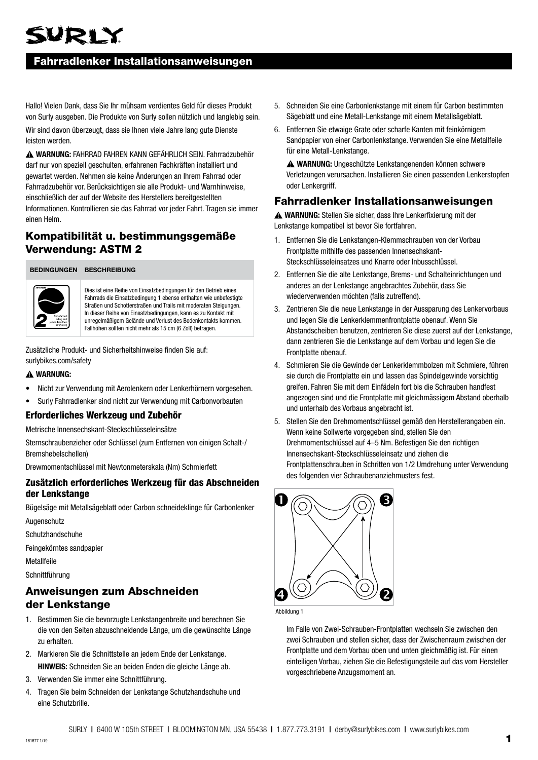# Fahrradlenker Installationsanweisungen

Hallo! Vielen Dank, dass Sie Ihr mühsam verdientes Geld für dieses Produkt von Surly ausgeben. Die Produkte von Surly sollen nützlich und langlebig sein.

Wir sind davon überzeugt, dass sie Ihnen viele Jahre lang gute Dienste leisten werden.

⚠ **WARNUNG:** FAHRRAD FAHREN KANN GEFÄHRLICH SEIN. Fahrradzubehör darf nur von speziell geschulten, erfahrenen Fachkräften installiert und gewartet werden. Nehmen sie keine Änderungen an Ihrem Fahrrad oder Fahrradzubehör vor. Berücksichtigen sie alle Produkt- und Warnhinweise, einschließlich der auf der Website des Herstellers bereitgestellten Informationen. Kontrollieren sie das Fahrrad vor jeder Fahrt. Tragen sie immer einen Helm.

## Kompatibilität u. bestimmungsgemäße Verwendung: ASTM 2

| BEDINGUNGEN | BESCHREIBUNG |
|---|---|
| 2 | Dies ist eine Reihe von Einsatzbedingungen für den Betrieb eines Fahrrads die Einsatzbedingung 1 ebenso enthalten wie unbefestigte Straßen und Schotterstraßen und Trails mit moderaten Steigungen. In dieser Reihe von Einsatzbedingungen, kann es zu Kontakt mit unregelmäßigem Gelände und Verlust des Bodenkontakts kommen. Fallhöhen sollten nicht mehr als 15 cm (6 Zoll) betragen. |

Zusätzliche Produkt- und Sicherheitshinweise finden Sie auf: surlybikes.com/safety

⚠ **WARNUNG:**

- Nicht zur Verwendung mit Aerolenkern oder Lenkerhörnern vorgesehen.
- Surly Fahrradlenker sind nicht zur Verwendung mit Carbonvorbauten

### Erforderliches Werkzeug und Zubehör

Metrische Innensechskant-Steckschlüsseleinsätze

Sternschraubenzieher oder Schlüssel (zum Entfernen von einigen Schalt-/ Bremshebelschellen)

Drewmomentschlüssel mit Newtonmeterskala (Nm) Schmierfett

### Zusätzlich erforderliches Werkzeug für das Abschneiden der Lenkstange

Bügelsäge mit Metallsägeblatt oder Carbon schneideklinge für Carbonlenker

Augenschutz

Schutzhandschuhe

Feingekörntes sandpapier

Metallfeile

Schnittführung

## Anweisungen zum Abschneiden der Lenkstange

1. Bestimmen Sie die bevorzugte Lenkstangenbreite und berechnen Sie die von den Seiten abzuschneidende Länge, um die gewünschte Länge zu erhalten.
2. Markieren Sie die Schnittstelle an jedem Ende der Lenkstange. **HINWEIS:** Schneiden Sie an beiden Enden die gleiche Länge ab.
3. Verwenden Sie immer eine Schnittführung.
4. Tragen Sie beim Schneiden der Lenkstange Schutzhandschuhe und eine Schutzbrille.
5. Schneiden Sie eine Carbonlenkstange mit einem für Carbon bestimmten Sägeblatt und eine Metall-Lenkstange mit einem Metallsägeblatt.
6. Entfernen Sie etwaige Grate oder scharfe Kanten mit feinkörnigem Sandpapier von einer Carbonlenkstange. Verwenden Sie eine Metallfeile für eine Metall-Lenkstange.

   ⚠ **WARNUNG:** Ungeschützte Lenkstangenenden können schwere Verletzungen verursachen. Installieren Sie einen passenden Lenkerstopfen oder Lenkergriff.

## Fahrradlenker Installationsanweisungen

⚠ **WARNUNG:** Stellen Sie sicher, dass Ihre Lenkerfixierung mit der Lenkstange kompatibel ist bevor Sie fortfahren.

1. Entfernen Sie die Lenkstangen-Klemmschrauben von der Vorbau Frontplatte mithilfe des passenden Innensechskant-Steckschlüsseleinsatzes und Knarre oder Inbusschlüssel.
2. Entfernen Sie die alte Lenkstange, Brems- und Schalteinrichtungen und anderes an der Lenkstange angebrachtes Zubehör, dass Sie wiederverwenden möchten (falls zutreffend).
3. Zentrieren Sie die neue Lenkstange in der Aussparung des Lenkervorbaus und legen Sie die Lenkerklemmenfrontplatte obenauf. Wenn Sie Abstandscheiben benutzen, zentrieren Sie diese zuerst auf der Lenkstange, dann zentrieren Sie die Lenkstange auf dem Vorbau und legen Sie die Frontplatte obenauf.
4. Schmieren Sie die Gewinde der Lenkerklemmbolzen mit Schmiere, führen sie durch die Frontplatte ein und lassen das Spindelgewinde vorsichtig greifen. Fahren Sie mit dem Einfädeln fort bis die Schrauben handfest angezogen sind und die Frontplatte mit gleichmässigem Abstand oberhalb und unterhalb des Vorbaus angebracht ist.
5. Stellen Sie den Drehmomentschlüssel gemäß den Herstellerangaben ein. Wenn keine Sollwerte vorgegeben sind, stellen Sie den Drehmomentschlüssel auf 4–5 Nm. Befestigen Sie den richtigen Innensechskant-Steckschlüsseleinsatz und ziehen die Frontplattenschrauben in Schritten von 1/2 Umdrehung unter Verwendung des folgenden vier Schraubenanziehmusters fest.

Abbildung 1

Im Falle von Zwei-Schrauben-Frontplatten wechseln Sie zwischen den zwei Schrauben und stellen sicher, dass der Zwischenraum zwischen der Frontplatte und dem Vorbau oben und unten gleichmäßig ist. Für einen einteiligen Vorbau, ziehen Sie die Befestigungsteile auf das vom Hersteller vorgeschriebene Anzugsmoment an.

SURLY | 6400 W 105th STREET | BLOOMINGTON MN, USA 55438 | 1.877.773.3191 | derby@surlybikes.com | www.surlybikes.com

161677 1/19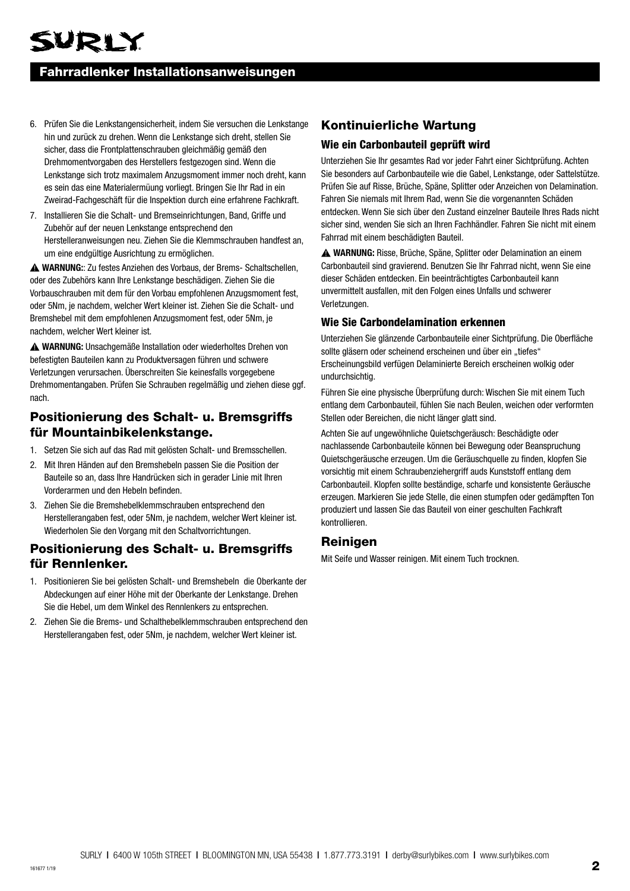# SURLY

## Fahrradlenker Installationsanweisungen

6. Prüfen Sie die Lenkstangensicherheit, indem Sie versuchen die Lenkstange hin und zurück zu drehen. Wenn die Lenkstange sich dreht, stellen Sie sicher, dass die Frontplattenschrauben gleichmäßig gemäß den Drehmomentvorgaben des Herstellers festgezogen sind. Wenn die Lenkstange sich trotz maximalem Anzugsmoment immer noch dreht, kann es sein das eine Materialermüung vorliegt. Bringen Sie Ihr Rad in ein Zweirad-Fachgeschäft für die Inspektion durch eine erfahrene Fachkraft.
7. Installieren Sie die Schalt- und Bremseinrichtungen, Band, Griffe und Zubehör auf der neuen Lenkstange entsprechend den Herstelleranweisungen neu. Ziehen Sie die Klemmschrauben handfest an, um eine endgültige Ausrichtung zu ermöglichen.

⚠ **WARNUNG:**: Zu festes Anziehen des Vorbaus, der Brems- Schaltschellen, oder des Zubehörs kann Ihre Lenkstange beschädigen. Ziehen Sie die Vorbauschrauben mit dem für den Vorbau empfohlenen Anzugsmoment fest, oder 5Nm, je nachdem, welcher Wert kleiner ist. Ziehen Sie die Schalt- und Bremshebel mit dem empfohlenen Anzugsmoment fest, oder 5Nm, je nachdem, welcher Wert kleiner ist.

⚠ **WARNUNG:** Unsachgemäße Installation oder wiederholtes Drehen von befestigten Bauteilen kann zu Produktversagen führen und schwere Verletzungen verursachen. Überschreiten Sie keinesfalls vorgegebene Drehmomentangaben. Prüfen Sie Schrauben regelmäßig und ziehen diese ggf. nach.

### Positionierung des Schalt- u. Bremsgriffs für Mountainbikelenkstange.

1. Setzen Sie sich auf das Rad mit gelösten Schalt- und Bremsschellen.
2. Mit Ihren Händen auf den Bremshebeln passen Sie die Position der Bauteile so an, dass Ihre Handrücken sich in gerader Linie mit Ihren Vorderarmen und den Hebeln befinden.
3. Ziehen Sie die Bremshebelklemmschrauben entsprechend den Herstellerangaben fest, oder 5Nm, je nachdem, welcher Wert kleiner ist. Wiederholen Sie den Vorgang mit den Schaltvorrichtungen.

### Positionierung des Schalt- u. Bremsgriffs für Rennlenker.

1. Positionieren Sie bei gelösten Schalt- und Bremshebeln die Oberkante der Abdeckungen auf einer Höhe mit der Oberkante der Lenkstange. Drehen Sie die Hebel, um dem Winkel des Rennlenkers zu entsprechen.
2. Ziehen Sie die Brems- und Schalthebelklemmschrauben entsprechend den Herstellerangaben fest, oder 5Nm, je nachdem, welcher Wert kleiner ist.

### Kontinuierliche Wartung

#### Wie ein Carbonbauteil geprüft wird

Unterziehen Sie Ihr gesamtes Rad vor jeder Fahrt einer Sichtprüfung. Achten Sie besonders auf Carbonbauteile wie die Gabel, Lenkstange, oder Sattelstütze. Prüfen Sie auf Risse, Brüche, Späne, Splitter oder Anzeichen von Delamination. Fahren Sie niemals mit Ihrem Rad, wenn Sie die vorgenannten Schäden entdecken. Wenn Sie sich über den Zustand einzelner Bauteile Ihres Rads nicht sicher sind, wenden Sie sich an Ihren Fachhändler. Fahren Sie nicht mit einem Fahrrad mit einem beschädigten Bauteil.

⚠ **WARNUNG:** Risse, Brüche, Späne, Splitter oder Delamination an einem Carbonbauteil sind gravierend. Benutzen Sie Ihr Fahrrad nicht, wenn Sie eine dieser Schäden entdecken. Ein beeinträchtigtes Carbonbauteil kann unvermittelt ausfallen, mit den Folgen eines Unfalls und schwerer Verletzungen.

#### Wie Sie Carbondelamination erkennen

Unterziehen Sie glänzende Carbonbauteile einer Sichtprüfung. Die Oberfläche sollte gläsern oder scheinend erscheinen und über ein „tiefes" Erscheinungsbild verfügen Delaminierte Bereich erscheinen wolkig oder undurchsichtig.

Führen Sie eine physische Überprüfung durch: Wischen Sie mit einem Tuch entlang dem Carbonbauteil, fühlen Sie nach Beulen, weichen oder verformten Stellen oder Bereichen, die nicht länger glatt sind.

Achten Sie auf ungewöhnliche Quietschgeräusch: Beschädigte oder nachlassende Carbonbauteile können bei Bewegung oder Beanspruchung Quietschgeräusche erzeugen. Um die Geräuschquelle zu finden, klopfen Sie vorsichtig mit einem Schraubenziehergriff auds Kunststoff entlang dem Carbonbauteil. Klopfen sollte beständige, scharfe und konsistente Geräusche erzeugen. Markieren Sie jede Stelle, die einen stumpfen oder gedämpften Ton produziert und lassen Sie das Bauteil von einer geschulten Fachkraft kontrollieren.

### Reinigen

Mit Seife und Wasser reinigen. Mit einem Tuch trocknen.

SURLY | 6400 W 105th STREET | BLOOMINGTON MN, USA 55438 | 1.877.773.3191 | derby@surlybikes.com | www.surlybikes.com

161677 1/19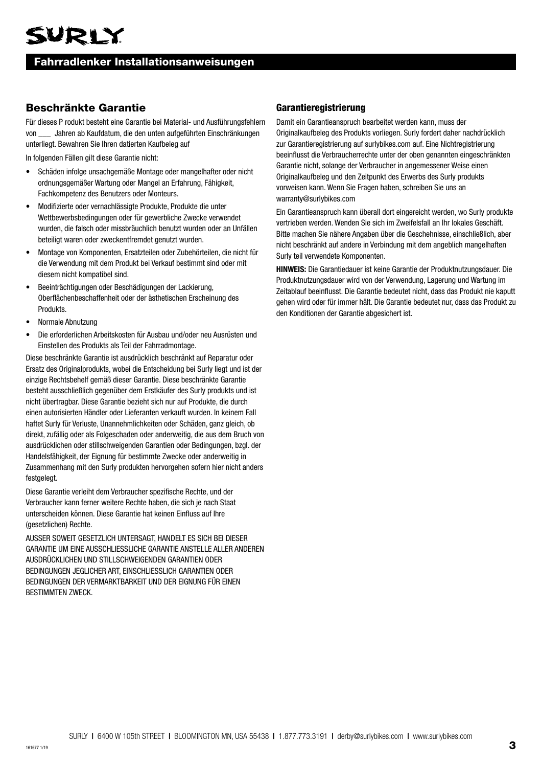# SURLY

## Fahrradlenker Installationsanweisungen

### Beschränkte Garantie

Für dieses P rodukt besteht eine Garantie bei Material- und Ausführungsfehlern von ___ Jahren ab Kaufdatum, die den unten aufgeführten Einschränkungen unterliegt. Bewahren Sie Ihren datierten Kaufbeleg auf

In folgenden Fällen gilt diese Garantie nicht:

- Schäden infolge unsachgemäße Montage oder mangelhafter oder nicht ordnungsgemäßer Wartung oder Mangel an Erfahrung, Fähigkeit, Fachkompetenz des Benutzers oder Monteurs.
- Modifizierte oder vernachlässigte Produkte, Produkte die unter Wettbewerbsbedingungen oder für gewerbliche Zwecke verwendet wurden, die falsch oder missbräuchlich benutzt wurden oder an Unfällen beteiligt waren oder zweckentfremdet genutzt wurden.
- Montage von Komponenten, Ersatzteilen oder Zubehörteilen, die nicht für die Verwendung mit dem Produkt bei Verkauf bestimmt sind oder mit diesem nicht kompatibel sind.
- Beeinträchtigungen oder Beschädigungen der Lackierung, Oberflächenbeschaffenheit oder der ästhetischen Erscheinung des Produkts.
- Normale Abnutzung
- Die erforderlichen Arbeitskosten für Ausbau und/oder neu Ausrüsten und Einstellen des Produkts als Teil der Fahrradmontage.

Diese beschränkte Garantie ist ausdrücklich beschränkt auf Reparatur oder Ersatz des Originalprodukts, wobei die Entscheidung bei Surly liegt und ist der einzige Rechtsbehelf gemäß dieser Garantie. Diese beschränkte Garantie besteht ausschließlich gegenüber dem Erstkäufer des Surly produkts und ist nicht übertragbar. Diese Garantie bezieht sich nur auf Produkte, die durch einen autorisierten Händler oder Lieferanten verkauft wurden. In keinem Fall haftet Surly für Verluste, Unannehmlichkeiten oder Schäden, ganz gleich, ob direkt, zufällig oder als Folgeschaden oder anderweitig, die aus dem Bruch von ausdrücklichen oder stillschweigenden Garantien oder Bedingungen, bzgl. der Handelsfähigkeit, der Eignung für bestimmte Zwecke oder anderweitig in Zusammenhang mit den Surly produkten hervorgehen sofern hier nicht anders festgelegt.

Diese Garantie verleiht dem Verbraucher spezifische Rechte, und der Verbraucher kann ferner weitere Rechte haben, die sich je nach Staat unterscheiden können. Diese Garantie hat keinen Einfluss auf Ihre (gesetzlichen) Rechte.

AUSSER SOWEIT GESETZLICH UNTERSAGT, HANDELT ES SICH BEI DIESER GARANTIE UM EINE AUSSCHLIESSLICHE GARANTIE ANSTELLE ALLER ANDEREN AUSDRÜCKLICHEN UND STILLSCHWEIGENDEN GARANTIEN ODER BEDINGUNGEN JEGLICHER ART, EINSCHLIESSLICH GARANTIEN ODER BEDINGUNGEN DER VERMARKTBARKEIT UND DER EIGNUNG FÜR EINEN BESTIMMTEN ZWECK.

### Garantieregistrierung

Damit ein Garantieanspruch bearbeitet werden kann, muss der Originalkaufbeleg des Produkts vorliegen. Surly fordert daher nachdrücklich zur Garantieregistrierung auf surlybikes.com auf. Eine Nichtregistrierung beeinflusst die Verbraucherrechte unter der oben genannten eingeschränkten Garantie nicht, solange der Verbraucher in angemessener Weise einen Originalkaufbeleg und den Zeitpunkt des Erwerbs des Surly produkts vorweisen kann. Wenn Sie Fragen haben, schreiben Sie uns an warranty@surlybikes.com

Ein Garantieanspruch kann überall dort eingereicht werden, wo Surly produkte vertrieben werden. Wenden Sie sich im Zweifelsfall an Ihr lokales Geschäft. Bitte machen Sie nähere Angaben über die Geschehnisse, einschließlich, aber nicht beschränkt auf andere in Verbindung mit dem angeblich mangelhaften Surly teil verwendete Komponenten.

**HINWEIS:** Die Garantiedauer ist keine Garantie der Produktnutzungsdauer. Die Produktnutzungsdauer wird von der Verwendung, Lagerung und Wartung im Zeitablauf beeinflusst. Die Garantie bedeutet nicht, dass das Produkt nie kaputt gehen wird oder für immer hält. Die Garantie bedeutet nur, dass das Produkt zu den Konditionen der Garantie abgesichert ist.

SURLY | 6400 W 105th STREET | BLOOMINGTON MN, USA 55438 | 1.877.773.3191 | derby@surlybikes.com | www.surlybikes.com

161677 1/19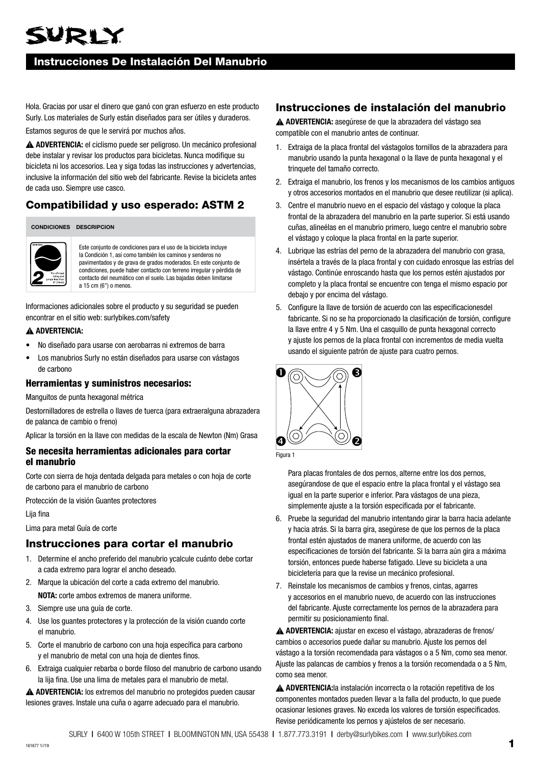# SURLY

## Instrucciones De Instalación Del Manubrio

Hola. Gracias por usar el dinero que ganó con gran esfuerzo en este producto Surly. Los materiales de Surly están diseñados para ser útiles y duraderos.

Estamos seguros de que le servirá por muchos años.

⚠ **ADVERTENCIA:** el ciclismo puede ser peligroso. Un mecánico profesional debe instalar y revisar los productos para bicicletas. Nunca modifique su bicicleta ni los accesorios. Lea y siga todas las instrucciones y advertencias, inclusive la información del sitio web del fabricante. Revise la bicicleta antes de cada uso. Siempre use casco.

## Compatibilidad y uso esperado: ASTM 2

| CONDICIONES | DESCRIPCION |
|---|---|
| 2 | Este conjunto de condiciones para el uso de la bicicleta incluye la Condición 1, así como también los caminos y senderos no pavimentados y de grava de grados moderados. En este conjunto de condiciones, puede haber contacto con terreno irregular y pérdida de contacto del neumático con el suelo. Las bajadas deben limitarse a 15 cm (6") o menos. |

Informaciones adicionales sobre el producto y su seguridad se pueden encontrar en el sitio web: surlybikes.com/safety

⚠ **ADVERTENCIA:**

- No diseñado para usarse con aerobarras ni extremos de barra
- Los manubrios Surly no están diseñados para usarse con vástagos de carbono

### Herramientas y suministros necesarios:

Manguitos de punta hexagonal métrica

Destornilladores de estrella o llaves de tuerca (para extraeralguna abrazadera de palanca de cambio o freno)

Aplicar la torsión en la llave con medidas de la escala de Newton (Nm) Grasa

### Se necesita herramientas adicionales para cortar el manubrio

Corte con sierra de hoja dentada delgada para metales o con hoja de corte de carbono para el manubrio de carbono

Protección de la visión Guantes protectores

Lija fina

Lima para metal Guía de corte

## Instrucciones para cortar el manubrio

1. Determine el ancho preferido del manubrio ycalcule cuánto debe cortar a cada extremo para lograr el ancho deseado.
2. Marque la ubicación del corte a cada extremo del manubrio.
   **NOTA:** corte ambos extremos de manera uniforme.
3. Siempre use una guía de corte.
4. Use los guantes protectores y la protección de la visión cuando corte el manubrio.
5. Corte el manubrio de carbono con una hoja específica para carbono y el manubrio de metal con una hoja de dientes finos.
6. Extraiga cualquier rebarba o borde filoso del manubrio de carbono usando la lija fina. Use una lima de metales para el manubrio de metal.

⚠ **ADVERTENCIA:** los extremos del manubrio no protegidos pueden causar lesiones graves. Instale una cuña o agarre adecuado para el manubrio.

## Instrucciones de instalación del manubrio

⚠ **ADVERTENCIA:** asegúrese de que la abrazadera del vástago sea compatible con el manubrio antes de continuar.

1. Extraiga de la placa frontal del vástagolos tornillos de la abrazadera para manubrio usando la punta hexagonal o la llave de punta hexagonal y el trinquete del tamaño correcto.
2. Extraiga el manubrio, los frenos y los mecanismos de los cambios antiguos y otros accesorios montados en el manubrio que desee reutilizar (si aplica).
3. Centre el manubrio nuevo en el espacio del vástago y coloque la placa frontal de la abrazadera del manubrio en la parte superior. Si está usando cuñas, alineélas en el manubrio primero, luego centre el manubrio sobre el vástago y coloque la placa frontal en la parte superior.
4. Lubrique las estrías del perno de la abrazadera del manubrio con grasa, insértela a través de la placa frontal y con cuidado enrosque las estrías del vástago. Continúe enroscando hasta que los pernos estén ajustados por completo y la placa frontal se encuentre con tenga el mismo espacio por debajo y por encima del vástago.
5. Configure la llave de torsión de acuerdo con las especificacionesdel fabricante. Si no se ha proporcionado la clasificación de torsión, configure la llave entre 4 y 5 Nm. Una el casquillo de punta hexagonal correcto y ajuste los pernos de la placa frontal con incrementos de media vuelta usando el siguiente patrón de ajuste para cuatro pernos.

   Figura 1

   Para placas frontales de dos pernos, alterne entre los dos pernos, asegúrandose de que el espacio entre la placa frontal y el vástago sea igual en la parte superior e inferior. Para vástagos de una pieza, simplemente ajuste a la torsión especificada por el fabricante.
6. Pruebe la seguridad del manubrio intentando girar la barra hacia adelante y hacia atrás. Si la barra gira, asegúrese de que los pernos de la placa frontal estén ajustados de manera uniforme, de acuerdo con las especificaciones de torsión del fabricante. Si la barra aún gira a máxima torsión, entonces puede haberse fatigado. Lleve su bicicleta a una bicicletería para que la revise un mecánico profesional.
7. Reinstale los mecanismos de cambios y frenos, cintas, agarres y accesorios en el manubrio nuevo, de acuerdo con las instrucciones del fabricante. Ajuste correctamente los pernos de la abrazadera para permitir su posicionamiento final.

⚠ **ADVERTENCIA:** ajustar en exceso el vástago, abrazaderas de frenos/cambios o accesorios puede dañar su manubrio. Ajuste los pernos del vástago a la torsión recomendada para vástagos o a 5 Nm, como sea menor. Ajuste las palancas de cambios y frenos a la torsión recomendada o a 5 Nm, como sea menor.

⚠ **ADVERTENCIA:**la instalación incorrecta o la rotación repetitiva de los componentes montados pueden llevar a la falla del producto, lo que puede ocasionar lesiones graves. No exceda los valores de torsión especificados. Revise periódicamente los pernos y ajústelos de ser necesario.

SURLY | 6400 W 105th STREET | BLOOMINGTON MN, USA 55438 | 1.877.773.3191 | derby@surlybikes.com | www.surlybikes.com

161677 1//19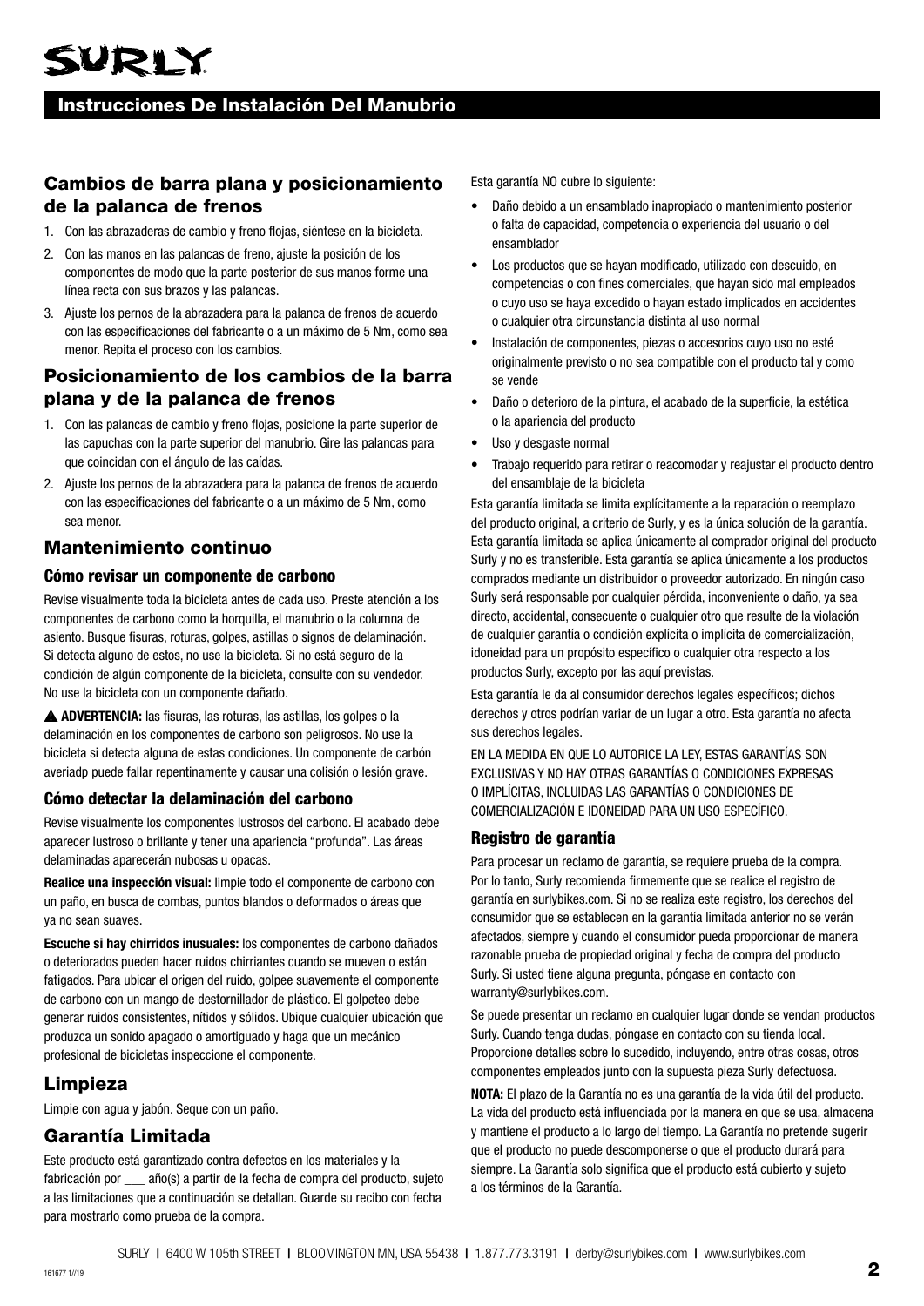# SURLY

## Instrucciones De Instalación Del Manubrio

### Cambios de barra plana y posicionamiento de la palanca de frenos

1. Con las abrazaderas de cambio y freno flojas, siéntese en la bicicleta.
2. Con las manos en las palancas de freno, ajuste la posición de los componentes de modo que la parte posterior de sus manos forme una línea recta con sus brazos y las palancas.
3. Ajuste los pernos de la abrazadera para la palanca de frenos de acuerdo con las especificaciones del fabricante o a un máximo de 5 Nm, como sea menor. Repita el proceso con los cambios.

### Posicionamiento de los cambios de la barra plana y de la palanca de frenos

1. Con las palancas de cambio y freno flojas, posicione la parte superior de las capuchas con la parte superior del manubrio. Gire las palancas para que coincidan con el ángulo de las caídas.
2. Ajuste los pernos de la abrazadera para la palanca de frenos de acuerdo con las especificaciones del fabricante o a un máximo de 5 Nm, como sea menor.

### Mantenimiento continuo

#### Cómo revisar un componente de carbono

Revise visualmente toda la bicicleta antes de cada uso. Preste atención a los componentes de carbono como la horquilla, el manubrio o la columna de asiento. Busque fisuras, roturas, golpes, astillas o signos de delaminación. Si detecta alguno de estos, no use la bicicleta. Si no está seguro de la condición de algún componente de la bicicleta, consulte con su vendedor. No use la bicicleta con un componente dañado.

⚠ **ADVERTENCIA:** las fisuras, las roturas, las astillas, los golpes o la delaminación en los componentes de carbono son peligrosos. No use la bicicleta si detecta alguna de estas condiciones. Un componente de carbón averiadp puede fallar repentinamente y causar una colisión o lesión grave.

#### Cómo detectar la delaminación del carbono

Revise visualmente los componentes lustrosos del carbono. El acabado debe aparecer lustroso o brillante y tener una apariencia "profunda". Las áreas delaminadas aparecerán nubosas u opacas.

**Realice una inspección visual:** limpie todo el componente de carbono con un paño, en busca de combas, puntos blandos o deformados o áreas que ya no sean suaves.

**Escuche si hay chirridos inusuales:** los componentes de carbono dañados o deteriorados pueden hacer ruidos chirriantes cuando se mueven o están fatigados. Para ubicar el origen del ruido, golpee suavemente el componente de carbono con un mango de destornillador de plástico. El golpeteo debe generar ruidos consistentes, nítidos y sólidos. Ubique cualquier ubicación que produzca un sonido apagado o amortiguado y haga que un mecánico profesional de bicicletas inspeccione el componente.

### Limpieza

Limpie con agua y jabón. Seque con un paño.

### Garantía Limitada

Este producto está garantizado contra defectos en los materiales y la fabricación por ___ año(s) a partir de la fecha de compra del producto, sujeto a las limitaciones que a continuación se detallan. Guarde su recibo con fecha para mostrarlo como prueba de la compra.

Esta garantía NO cubre lo siguiente:

- Daño debido a un ensamblado inapropiado o mantenimiento posterior o falta de capacidad, competencia o experiencia del usuario o del ensamblador
- Los productos que se hayan modificado, utilizado con descuido, en competencias o con fines comerciales, que hayan sido mal empleados o cuyo uso se haya excedido o hayan estado implicados en accidentes o cualquier otra circunstancia distinta al uso normal
- Instalación de componentes, piezas o accesorios cuyo uso no esté originalmente previsto o no sea compatible con el producto tal y como se vende
- Daño o deterioro de la pintura, el acabado de la superficie, la estética o la apariencia del producto
- Uso y desgaste normal
- Trabajo requerido para retirar o reacomodar y reajustar el producto dentro del ensamblaje de la bicicleta

Esta garantía limitada se limita explícitamente a la reparación o reemplazo del producto original, a criterio de Surly, y es la única solución de la garantía. Esta garantía limitada se aplica únicamente al comprador original del producto Surly y no es transferible. Esta garantía se aplica únicamente a los productos comprados mediante un distribuidor o proveedor autorizado. En ningún caso Surly será responsable por cualquier pérdida, inconveniente o daño, ya sea directo, accidental, consecuente o cualquier otro que resulte de la violación de cualquier garantía o condición explícita o implícita de comercialización, idoneidad para un propósito específico o cualquier otra respecto a los productos Surly, excepto por las aquí previstas.

Esta garantía le da al consumidor derechos legales específicos; dichos derechos y otros podrían variar de un lugar a otro. Esta garantía no afecta sus derechos legales.

EN LA MEDIDA EN QUE LO AUTORICE LA LEY, ESTAS GARANTÍAS SON EXCLUSIVAS Y NO HAY OTRAS GARANTÍAS O CONDICIONES EXPRESAS O IMPLÍCITAS, INCLUIDAS LAS GARANTÍAS O CONDICIONES DE COMERCIALIZACIÓN E IDONEIDAD PARA UN USO ESPECÍFICO.

#### Registro de garantía

Para procesar un reclamo de garantía, se requiere prueba de la compra. Por lo tanto, Surly recomienda firmemente que se realice el registro de garantía en surlybikes.com. Si no se realiza este registro, los derechos del consumidor que se establecen en la garantía limitada anterior no se verán afectados, siempre y cuando el consumidor pueda proporcionar de manera razonable prueba de propiedad original y fecha de compra del producto Surly. Si usted tiene alguna pregunta, póngase en contacto con warranty@surlybikes.com.

Se puede presentar un reclamo en cualquier lugar donde se vendan productos Surly. Cuando tenga dudas, póngase en contacto con su tienda local. Proporcione detalles sobre lo sucedido, incluyendo, entre otras cosas, otros componentes empleados junto con la supuesta pieza Surly defectuosa.

**NOTA:** El plazo de la Garantía no es una garantía de la vida útil del producto. La vida del producto está influenciada por la manera en que se usa, almacena y mantiene el producto a lo largo del tiempo. La Garantía no pretende sugerir que el producto no puede descomponerse o que el producto durará para siempre. La Garantía solo significa que el producto está cubierto y sujeto a los términos de la Garantía.

SURLY | 6400 W 105th STREET | BLOOMINGTON MN, USA 55438 | 1.877.773.3191 | derby@surlybikes.com | www.surlybikes.com

161677 1//19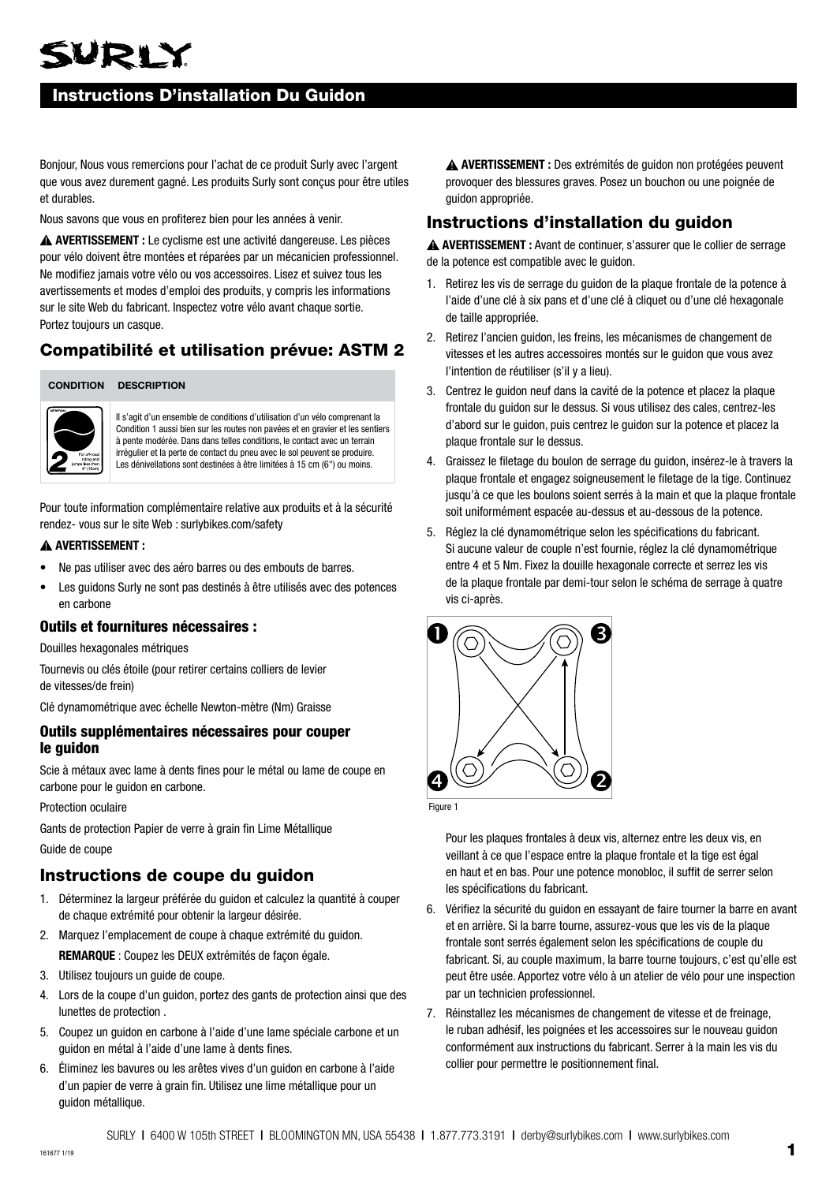# Instructions D'installation Du Guidon

Bonjour, Nous vous remercions pour l'achat de ce produit Surly avec l'argent que vous avez durement gagné. Les produits Surly sont conçus pour être utiles et durables.

Nous savons que vous en profiterez bien pour les années à venir.

⚠ **AVERTISSEMENT :** Le cyclisme est une activité dangereuse. Les pièces pour vélo doivent être montées et réparées par un mécanicien professionnel. Ne modifiez jamais votre vélo ou vos accessoires. Lisez et suivez tous les avertissements et modes d'emploi des produits, y compris les informations sur le site Web du fabricant. Inspectez votre vélo avant chaque sortie. Portez toujours un casque.

## Compatibilité et utilisation prévue: ASTM 2

| CONDITION | DESCRIPTION |
|---|---|
| 2 – For off-road riding and jumps less than 6" (15cm) | Il s'agit d'un ensemble de conditions d'utilisation d'un vélo comprenant la Condition 1 aussi bien sur les routes non pavées et en gravier et les sentiers à pente modérée. Dans dans telles conditions, le contact avec un terrain irrégulier et la perte de contact du pneu avec le sol peuvent se produire. Les dénivellations sont destinées à être limitées à 15 cm (6'') ou moins. |

Pour toute information complémentaire relative aux produits et à la sécurité rendez- vous sur le site Web : surlybikes.com/safety

⚠ **AVERTISSEMENT :**

- Ne pas utiliser avec des aéro barres ou des embouts de barres.
- Les guidons Surly ne sont pas destinés à être utilisés avec des potences en carbone

### Outils et fournitures nécessaires :

Douilles hexagonales métriques

Tournevis ou clés étoile (pour retirer certains colliers de levier de vitesses/de frein)

Clé dynamométrique avec échelle Newton-mètre (Nm) Graisse

### Outils supplémentaires nécessaires pour couper le guidon

Scie à métaux avec lame à dents fines pour le métal ou lame de coupe en carbone pour le guidon en carbone.

Protection oculaire

Gants de protection Papier de verre à grain fin Lime Métallique

Guide de coupe

## Instructions de coupe du guidon

1. Déterminez la largeur préférée du guidon et calculez la quantité à couper de chaque extrémité pour obtenir la largeur désirée.
2. Marquez l'emplacement de coupe à chaque extrémité du guidon.
   **REMARQUE** : Coupez les DEUX extrémités de façon égale.
3. Utilisez toujours un guide de coupe.
4. Lors de la coupe d'un guidon, portez des gants de protection ainsi que des lunettes de protection .
5. Coupez un guidon en carbone à l'aide d'une lame spéciale carbone et un guidon en métal à l'aide d'une lame à dents fines.
6. Éliminez les bavures ou les arêtes vives d'un guidon en carbone à l'aide d'un papier de verre à grain fin. Utilisez une lime métallique pour un guidon métallique.

⚠ **AVERTISSEMENT :** Des extrémités de guidon non protégées peuvent provoquer des blessures graves. Posez un bouchon ou une poignée de guidon appropriée.

## Instructions d'installation du guidon

⚠ **AVERTISSEMENT :** Avant de continuer, s'assurer que le collier de serrage de la potence est compatible avec le guidon.

1. Retirez les vis de serrage du guidon de la plaque frontale de la potence à l'aide d'une clé à six pans et d'une clé à cliquet ou d'une clé hexagonale de taille appropriée.
2. Retirez l'ancien guidon, les freins, les mécanismes de changement de vitesses et les autres accessoires montés sur le guidon que vous avez l'intention de réutiliser (s'il y a lieu).
3. Centrez le guidon neuf dans la cavité de la potence et placez la plaque frontale du guidon sur le dessus. Si vous utilisez des cales, centrez-les d'abord sur le guidon, puis centrez le guidon sur la potence et placez la plaque frontale sur le dessus.
4. Graissez le filetage du boulon de serrage du guidon, insérez-le à travers la plaque frontale et engagez soigneusement le filetage de la tige. Continuez jusqu'à ce que les boulons soient serrés à la main et que la plaque frontale soit uniformément espacée au-dessus et au-dessous de la potence.
5. Réglez la clé dynamométrique selon les spécifications du fabricant. Si aucune valeur de couple n'est fournie, réglez la clé dynamométrique entre 4 et 5 Nm. Fixez la douille hexagonale correcte et serrez les vis de la plaque frontale par demi-tour selon le schéma de serrage à quatre vis ci-après.

   Figure 1

   Pour les plaques frontales à deux vis, alternez entre les deux vis, en veillant à ce que l'espace entre la plaque frontale et la tige est égal en haut et en bas. Pour une potence monobloc, il suffit de serrer selon les spécifications du fabricant.
6. Vérifiez la sécurité du guidon en essayant de faire tourner la barre en avant et en arrière. Si la barre tourne, assurez-vous que les vis de la plaque frontale sont serrés également selon les spécifications de couple du fabricant. Si, au couple maximum, la barre tourne toujours, c'est qu'elle est peut être usée. Apportez votre vélo à un atelier de vélo pour une inspection par un technicien professionnel.
7. Réinstallez les mécanismes de changement de vitesse et de freinage, le ruban adhésif, les poignées et les accessoires sur le nouveau guidon conformément aux instructions du fabricant. Serrer à la main les vis du collier pour permettre le positionnement final.

SURLY | 6400 W 105th STREET | BLOOMINGTON MN, USA 55438 | 1.877.773.3191 | derby@surlybikes.com | www.surlybikes.com

161677 1/19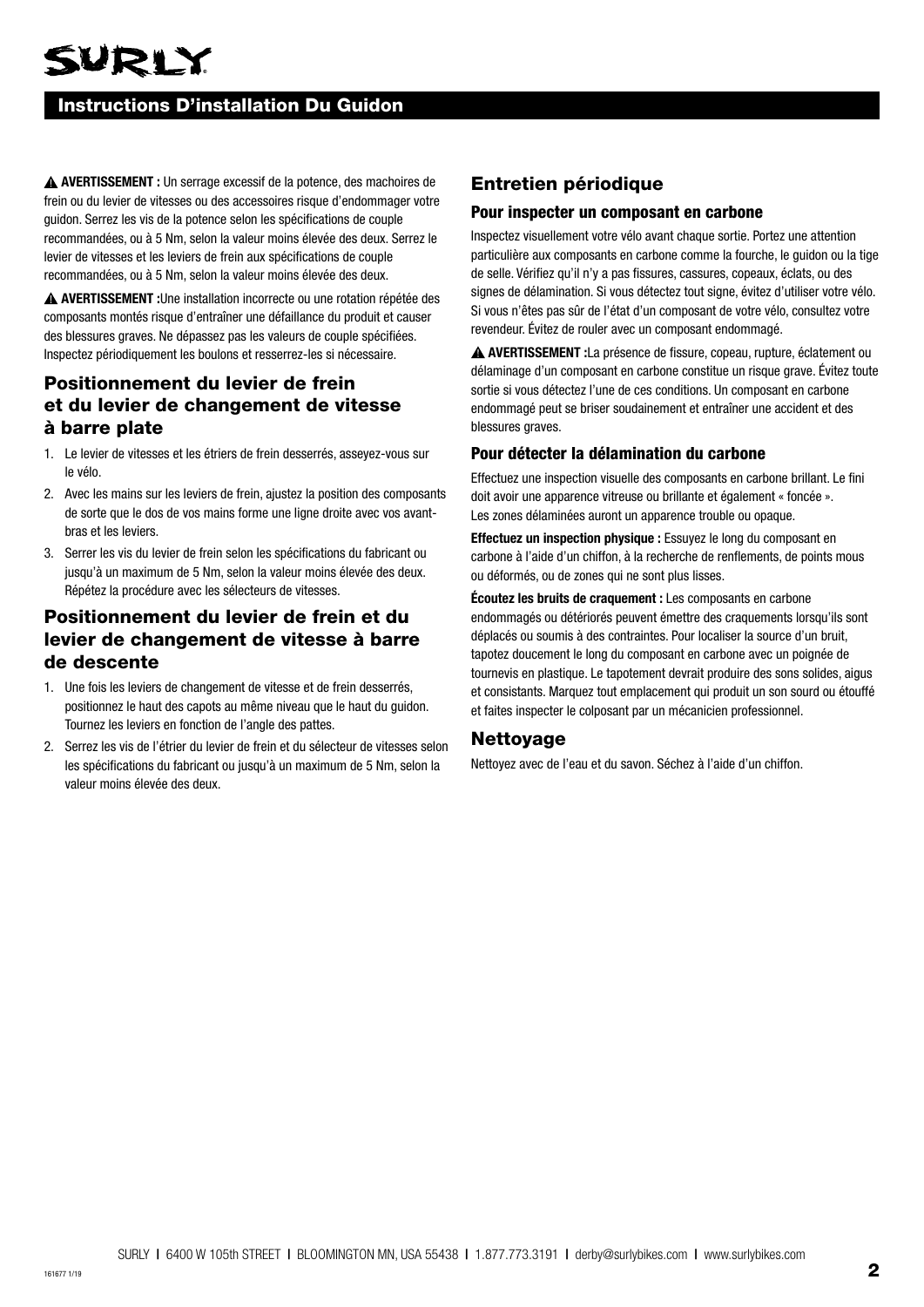# SURLY

## Instructions D'installation Du Guidon

⚠ **AVERTISSEMENT :** Un serrage excessif de la potence, des machoires de frein ou du levier de vitesses ou des accessoires risque d'endommager votre guidon. Serrez les vis de la potence selon les spécifications de couple recommandées, ou à 5 Nm, selon la valeur moins élevée des deux. Serrez le levier de vitesses et les leviers de frein aux spécifications de couple recommandées, ou à 5 Nm, selon la valeur moins élevée des deux.

⚠ **AVERTISSEMENT :**Une installation incorrecte ou une rotation répétée des composants montés risque d'entraîner une défaillance du produit et causer des blessures graves. Ne dépassez pas les valeurs de couple spécifiées. Inspectez périodiquement les boulons et resserrez-les si nécessaire.

### Positionnement du levier de frein et du levier de changement de vitesse à barre plate

1. Le levier de vitesses et les étriers de frein desserrés, asseyez-vous sur le vélo.
2. Avec les mains sur les leviers de frein, ajustez la position des composants de sorte que le dos de vos mains forme une ligne droite avec vos avant-bras et les leviers.
3. Serrer les vis du levier de frein selon les spécifications du fabricant ou jusqu'à un maximum de 5 Nm, selon la valeur moins élevée des deux. Répétez la procédure avec les sélecteurs de vitesses.

### Positionnement du levier de frein et du levier de changement de vitesse à barre de descente

1. Une fois les leviers de changement de vitesse et de frein desserrés, positionnez le haut des capots au même niveau que le haut du guidon. Tournez les leviers en fonction de l'angle des pattes.
2. Serrez les vis de l'étrier du levier de frein et du sélecteur de vitesses selon les spécifications du fabricant ou jusqu'à un maximum de 5 Nm, selon la valeur moins élevée des deux.

### Entretien périodique

#### Pour inspecter un composant en carbone

Inspectez visuellement votre vélo avant chaque sortie. Portez une attention particulière aux composants en carbone comme la fourche, le guidon ou la tige de selle. Vérifiez qu'il n'y a pas fissures, cassures, copeaux, éclats, ou des signes de délamination. Si vous détectez tout signe, évitez d'utiliser votre vélo. Si vous n'êtes pas sûr de l'état d'un composant de votre vélo, consultez votre revendeur. Évitez de rouler avec un composant endommagé.

⚠ **AVERTISSEMENT :**La présence de fissure, copeau, rupture, éclatement ou délaminage d'un composant en carbone constitue un risque grave. Évitez toute sortie si vous détectez l'une de ces conditions. Un composant en carbone endommagé peut se briser soudainement et entraîner une accident et des blessures graves.

#### Pour détecter la délamination du carbone

Effectuez une inspection visuelle des composants en carbone brillant. Le fini doit avoir une apparence vitreuse ou brillante et également « foncée ». Les zones délaminées auront un apparence trouble ou opaque.

**Effectuez un inspection physique :** Essuyez le long du composant en carbone à l'aide d'un chiffon, à la recherche de renflements, de points mous ou déformés, ou de zones qui ne sont plus lisses.

**Écoutez les bruits de craquement :** Les composants en carbone endommagés ou détériorés peuvent émettre des craquements lorsqu'ils sont déplacés ou soumis à des contraintes. Pour localiser la source d'un bruit, tapotez doucement le long du composant en carbone avec un poignée de tournevis en plastique. Le tapotement devrait produire des sons solides, aigus et consistants. Marquez tout emplacement qui produit un son sourd ou étouffé et faites inspecter le colposant par un mécanicien professionnel.

### Nettoyage

Nettoyez avec de l'eau et du savon. Séchez à l'aide d'un chiffon.

SURLY | 6400 W 105th STREET | BLOOMINGTON MN, USA 55438 | 1.877.773.3191 | derby@surlybikes.com | www.surlybikes.com

161677 1/19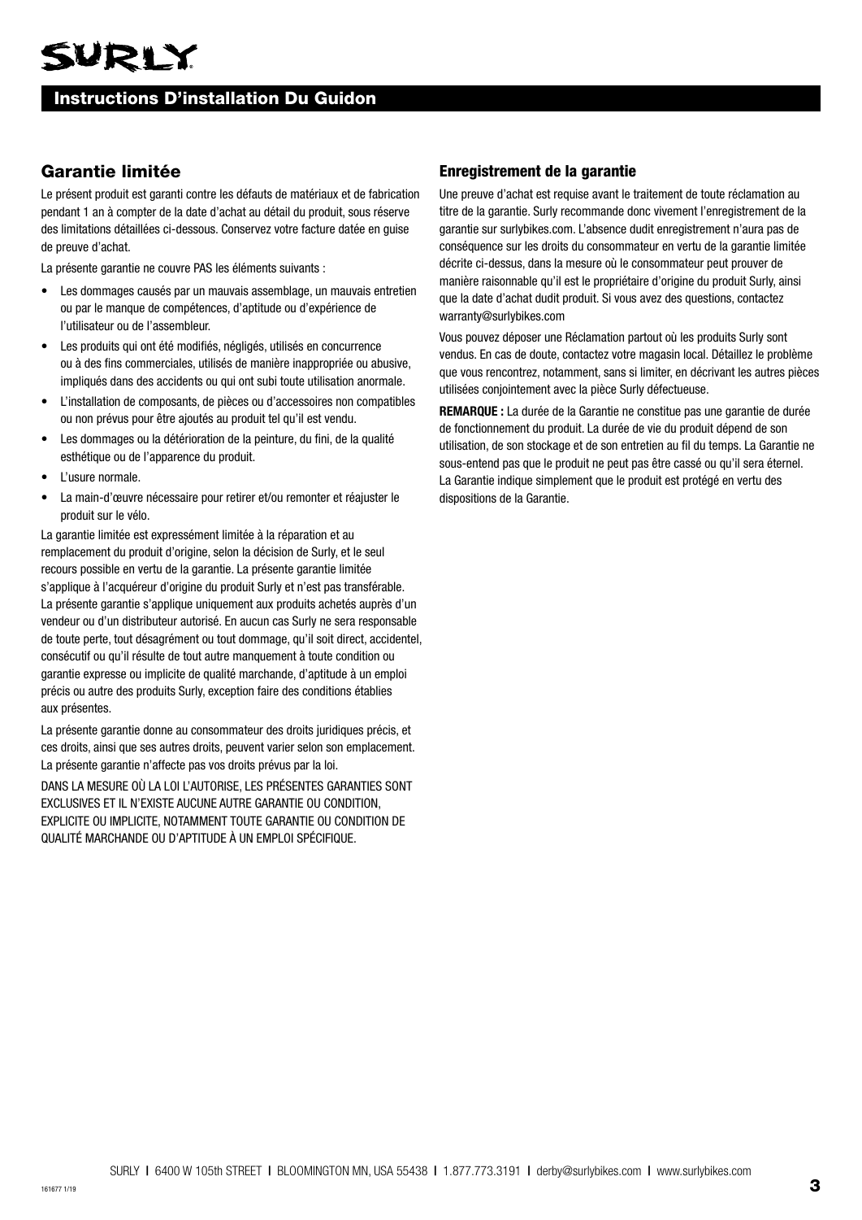## Instructions D'installation Du Guidon

### Garantie limitée

Le présent produit est garanti contre les défauts de matériaux et de fabrication pendant 1 an à compter de la date d'achat au détail du produit, sous réserve des limitations détaillées ci-dessous. Conservez votre facture datée en guise de preuve d'achat.

La présente garantie ne couvre PAS les éléments suivants :

- Les dommages causés par un mauvais assemblage, un mauvais entretien ou par le manque de compétences, d'aptitude ou d'expérience de l'utilisateur ou de l'assembleur.
- Les produits qui ont été modifiés, négligés, utilisés en concurrence ou à des fins commerciales, utilisés de manière inappropriée ou abusive, impliqués dans des accidents ou qui ont subi toute utilisation anormale.
- L'installation de composants, de pièces ou d'accessoires non compatibles ou non prévus pour être ajoutés au produit tel qu'il est vendu.
- Les dommages ou la détérioration de la peinture, du fini, de la qualité esthétique ou de l'apparence du produit.
- L'usure normale.
- La main-d'œuvre nécessaire pour retirer et/ou remonter et réajuster le produit sur le vélo.

La garantie limitée est expressément limitée à la réparation et au remplacement du produit d'origine, selon la décision de Surly, et le seul recours possible en vertu de la garantie. La présente garantie limitée s'applique à l'acquéreur d'origine du produit Surly et n'est pas transférable. La présente garantie s'applique uniquement aux produits achetés auprès d'un vendeur ou d'un distributeur autorisé. En aucun cas Surly ne sera responsable de toute perte, tout désagrément ou tout dommage, qu'il soit direct, accidentel, consécutif ou qu'il résulte de tout autre manquement à toute condition ou garantie expresse ou implicite de qualité marchande, d'aptitude à un emploi précis ou autre des produits Surly, exception faire des conditions établies aux présentes.

La présente garantie donne au consommateur des droits juridiques précis, et ces droits, ainsi que ses autres droits, peuvent varier selon son emplacement. La présente garantie n'affecte pas vos droits prévus par la loi.

DANS LA MESURE OÙ LA LOI L'AUTORISE, LES PRÉSENTES GARANTIES SONT EXCLUSIVES ET IL N'EXISTE AUCUNE AUTRE GARANTIE OU CONDITION, EXPLICITE OU IMPLICITE, NOTAMMENT TOUTE GARANTIE OU CONDITION DE QUALITÉ MARCHANDE OU D'APTITUDE À UN EMPLOI SPÉCIFIQUE.

#### Enregistrement de la garantie

Une preuve d'achat est requise avant le traitement de toute réclamation au titre de la garantie. Surly recommande donc vivement l'enregistrement de la garantie sur surlybikes.com. L'absence dudit enregistrement n'aura pas de conséquence sur les droits du consommateur en vertu de la garantie limitée décrite ci-dessus, dans la mesure où le consommateur peut prouver de manière raisonnable qu'il est le propriétaire d'origine du produit Surly, ainsi que la date d'achat dudit produit. Si vous avez des questions, contactez warranty@surlybikes.com

Vous pouvez déposer une Réclamation partout où les produits Surly sont vendus. En cas de doute, contactez votre magasin local. Détaillez le problème que vous rencontrez, notamment, sans si limiter, en décrivant les autres pièces utilisées conjointement avec la pièce Surly défectueuse.

**REMARQUE :** La durée de la Garantie ne constitue pas une garantie de durée de fonctionnement du produit. La durée de vie du produit dépend de son utilisation, de son stockage et de son entretien au fil du temps. La Garantie ne sous-entend pas que le produit ne peut pas être cassé ou qu'il sera éternel. La Garantie indique simplement que le produit est protégé en vertu des dispositions de la Garantie.

SURLY | 6400 W 105th STREET | BLOOMINGTON MN, USA 55438 | 1.877.773.3191 | derby@surlybikes.com | www.surlybikes.com

161677 1/19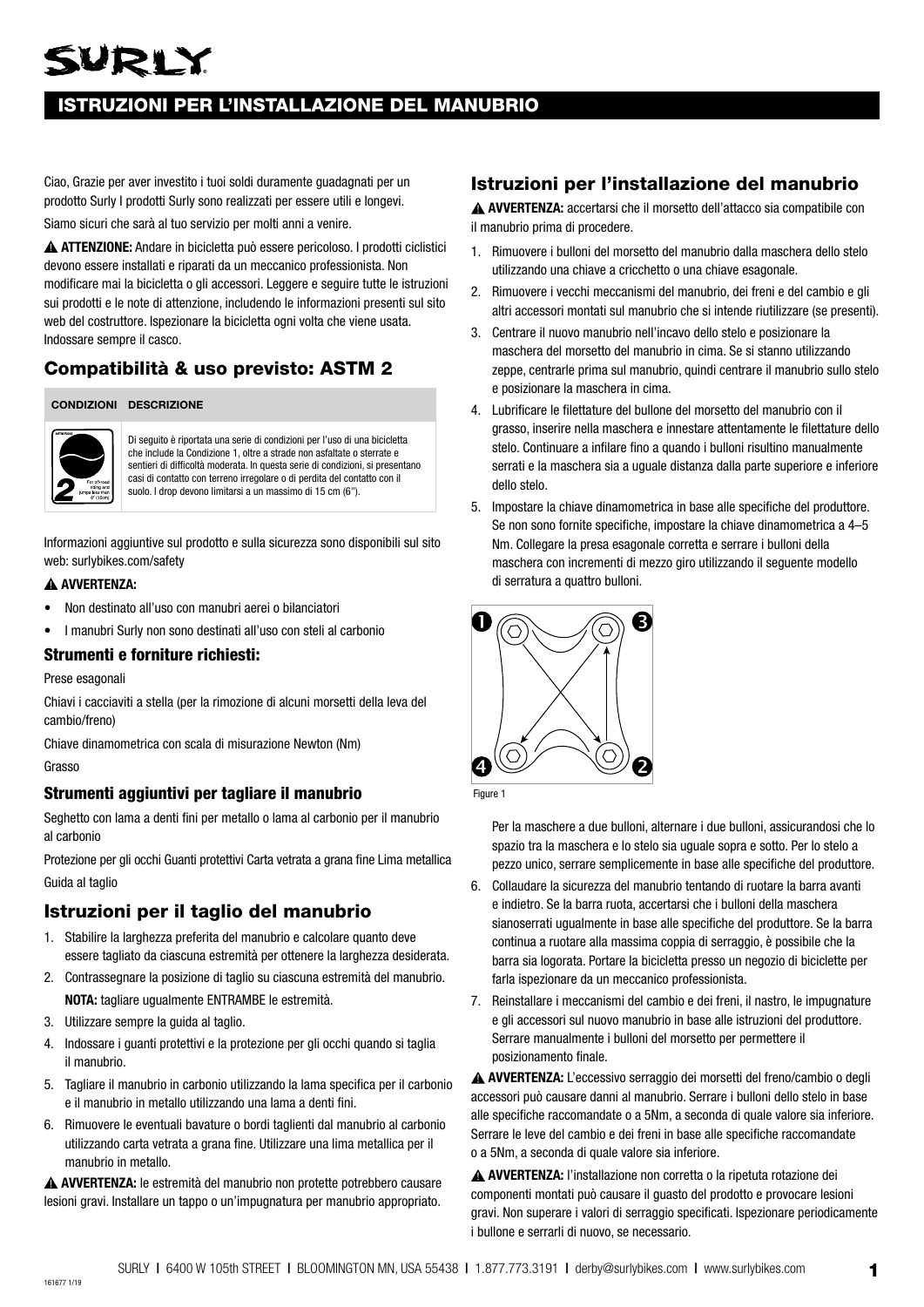# SURLY

## ISTRUZIONI PER L'INSTALLAZIONE DEL MANUBRIO

Ciao, Grazie per aver investito i tuoi soldi duramente guadagnati per un prodotto Surly I prodotti Surly sono realizzati per essere utili e longevi.

Siamo sicuri che sarà al tuo servizio per molti anni a venire.

⚠ **ATTENZIONE:** Andare in bicicletta può essere pericoloso. I prodotti ciclistici devono essere installati e riparati da un meccanico professionista. Non modificare mai la bicicletta o gli accessori. Leggere e seguire tutte le istruzioni sui prodotti e le note di attenzione, includendo le informazioni presenti sul sito web del costruttore. Ispezionare la bicicletta ogni volta che viene usata. Indossare sempre il casco.

## Compatibilità & uso previsto: ASTM 2

| CONDIZIONI | DESCRIZIONE |
| --- | --- |
| 2 – For off-road riding and jumps less than 6" (15cm) | Di seguito è riportata una serie di condizioni per l'uso di una bicicletta che include la Condizione 1, oltre a strade non asfaltate o sterrate e sentieri di difficoltà moderata. In questa serie di condizioni, si presentano casi di contatto con terreno irregolare o di perdita del contatto con il suolo. I drop devono limitarsi a un massimo di 15 cm (6"). |

Informazioni aggiuntive sul prodotto e sulla sicurezza sono disponibili sul sito web: surlybikes.com/safety

⚠ **AVVERTENZA:**

- Non destinato all'uso con manubri aerei o bilanciatori
- I manubri Surly non sono destinati all'uso con steli al carbonio

### Strumenti e forniture richiesti:

Prese esagonali

Chiavi i cacciaviti a stella (per la rimozione di alcuni morsetti della leva del cambio/freno)

Chiave dinamometrica con scala di misurazione Newton (Nm)

Grasso

### Strumenti aggiuntivi per tagliare il manubrio

Seghetto con lama a denti fini per metallo o lama al carbonio per il manubrio al carbonio

Protezione per gli occhi Guanti protettivi Carta vetrata a grana fine Lima metallica

Guida al taglio

## Istruzioni per il taglio del manubrio

1. Stabilire la larghezza preferita del manubrio e calcolare quanto deve essere tagliato da ciascuna estremità per ottenere la larghezza desiderata.
2. Contrassegnare la posizione di taglio su ciascuna estremità del manubrio. **NOTA:** tagliare ugualmente ENTRAMBE le estremità.
3. Utilizzare sempre la guida al taglio.
4. Indossare i guanti protettivi e la protezione per gli occhi quando si taglia il manubrio.
5. Tagliare il manubrio in carbonio utilizzando la lama specifica per il carbonio e il manubrio in metallo utilizzando una lama a denti fini.
6. Rimuovere le eventuali bavature o bordi taglienti dal manubrio al carbonio utilizzando carta vetrata a grana fine. Utilizzare una lima metallica per il manubrio in metallo.

⚠ **AVVERTENZA:** le estremità del manubrio non protette potrebbero causare lesioni gravi. Installare un tappo o un'impugnatura per manubrio appropriato.

## Istruzioni per l'installazione del manubrio

⚠ **AVVERTENZA:** accertarsi che il morsetto dell'attacco sia compatibile con il manubrio prima di procedere.

1. Rimuovere i bulloni del morsetto del manubrio dalla maschera dello stelo utilizzando una chiave a cricchetto o una chiave esagonale.
2. Rimuovere i vecchi meccanismi del manubrio, dei freni e del cambio e gli altri accessori montati sul manubrio che si intende riutilizzare (se presenti).
3. Centrare il nuovo manubrio nell'incavo dello stelo e posizionare la maschera del morsetto del manubrio in cima. Se si stanno utilizzando zeppe, centrarle prima sul manubrio, quindi centrare il manubrio sullo stelo e posizionare la maschera in cima.
4. Lubrificare le filettature del bullone del morsetto del manubrio con il grasso, inserire nella maschera e innestare attentamente le filettature dello stelo. Continuare a infilare fino a quando i bulloni risultino manualmente serrati e la maschera sia a uguale distanza dalla parte superiore e inferiore dello stelo.
5. Impostare la chiave dinamometrica in base alle specifiche del produttore. Se non sono fornite specifiche, impostare la chiave dinamometrica a 4–5 Nm. Collegare la presa esagonale corretta e serrare i bulloni della maschera con incrementi di mezzo giro utilizzando il seguente modello di serratura a quattro bulloni.

Figure 1

Per la maschere a due bulloni, alternare i due bulloni, assicurandosi che lo spazio tra la maschera e lo stelo sia uguale sopra e sotto. Per lo stelo a pezzo unico, serrare semplicemente in base alle specifiche del produttore.

6. Collaudare la sicurezza del manubrio tentando di ruotare la barra avanti e indietro. Se la barra ruota, accertarsi che i bulloni della maschera sianoserrati ugualmente in base alle specifiche del produttore. Se la barra continua a ruotare alla massima coppia di serraggio, è possibile che la barra sia logorata. Portare la bicicletta presso un negozio di biciclette per farla ispezionare da un meccanico professionista.
7. Reinstallare i meccanismi del cambio e dei freni, il nastro, le impugnature e gli accessori sul nuovo manubrio in base alle istruzioni del produttore. Serrare manualmente i bulloni del morsetto per permettere il posizionamento finale.

⚠ **AVVERTENZA:** L'eccessivo serraggio dei morsetti del freno/cambio o degli accessori può causare danni al manubrio. Serrare i bulloni dello stelo in base alle specifiche raccomandate o a 5Nm, a seconda di quale valore sia inferiore. Serrare le leve del cambio e dei freni in base alle specifiche raccomandate o a 5Nm, a seconda di quale valore sia inferiore.

⚠ **AVVERTENZA:** l'installazione non corretta o la ripetuta rotazione dei componenti montati può causare il guasto del prodotto e provocare lesioni gravi. Non superare i valori di serraggio specificati. Ispezionare periodicamente i bullone e serrarli di nuovo, se necessario.

SURLY | 6400 W 105th STREET | BLOOMINGTON MN, USA 55438 | 1.877.773.3191 | derby@surlybikes.com | www.surlybikes.com

161677 1/19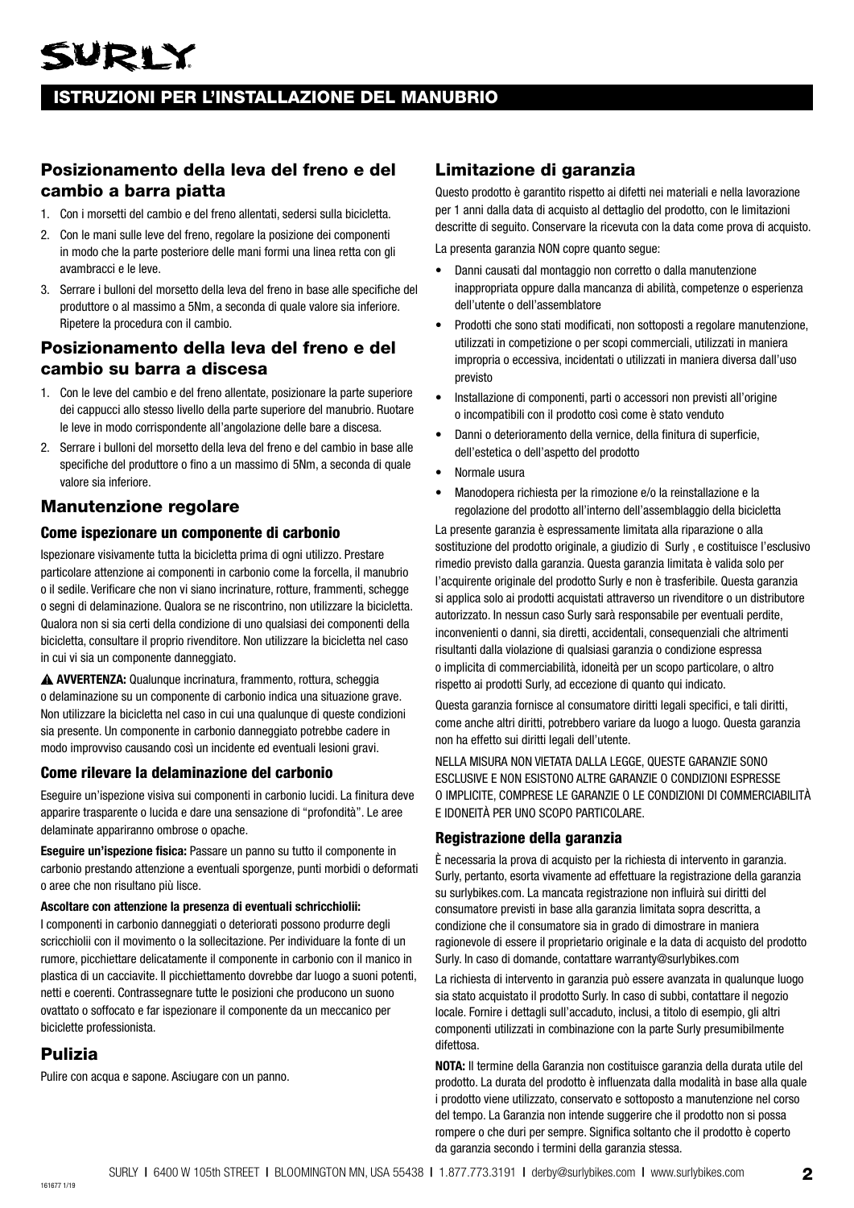# ISTRUZIONI PER L'INSTALLAZIONE DEL MANUBRIO

## Posizionamento della leva del freno e del cambio a barra piatta

1. Con i morsetti del cambio e del freno allentati, sedersi sulla bicicletta.
2. Con le mani sulle leve del freno, regolare la posizione dei componenti in modo che la parte posteriore delle mani formi una linea retta con gli avambracci e le leve.
3. Serrare i bulloni del morsetto della leva del freno in base alle specifiche del produttore o al massimo a 5Nm, a seconda di quale valore sia inferiore. Ripetere la procedura con il cambio.

## Posizionamento della leva del freno e del cambio su barra a discesa

1. Con le leve del cambio e del freno allentate, posizionare la parte superiore dei cappucci allo stesso livello della parte superiore del manubrio. Ruotare le leve in modo corrispondente all'angolazione delle bare a discesa.
2. Serrare i bulloni del morsetto della leva del freno e del cambio in base alle specifiche del produttore o fino a un massimo di 5Nm, a seconda di quale valore sia inferiore.

## Manutenzione regolare

### Come ispezionare un componente di carbonio

Ispezionare visivamente tutta la bicicletta prima di ogni utilizzo. Prestare particolare attenzione ai componenti in carbonio come la forcella, il manubrio o il sedile. Verificare che non vi siano incrinature, rotture, frammenti, schegge o segni di delaminazione. Qualora se ne riscontrino, non utilizzare la bicicletta. Qualora non si sia certi della condizione di uno qualsiasi dei componenti della bicicletta, consultare il proprio rivenditore. Non utilizzare la bicicletta nel caso in cui vi sia un componente danneggiato.

⚠ **AVVERTENZA:** Qualunque incrinatura, frammento, rottura, scheggia o delaminazione su un componente di carbonio indica una situazione grave. Non utilizzare la bicicletta nel caso in cui una qualunque di queste condizioni sia presente. Un componente in carbonio danneggiato potrebbe cadere in modo improvviso causando così un incidente ed eventuali lesioni gravi.

### Come rilevare la delaminazione del carbonio

Eseguire un'ispezione visiva sui componenti in carbonio lucidi. La finitura deve apparire trasparente o lucida e dare una sensazione di "profondità". Le aree delaminate appariranno ombrose o opache.

**Eseguire un'ispezione fisica:** Passare un panno su tutto il componente in carbonio prestando attenzione a eventuali sporgenze, punti morbidi o deformati o aree che non risultano più lisce.

**Ascoltare con attenzione la presenza di eventuali schricchiolii:**
I componenti in carbonio danneggiati o deteriorati possono produrre degli scricchiolii con il movimento o la sollecitazione. Per individuare la fonte di un rumore, picchiettare delicatamente il componente in carbonio con il manico in plastica di un cacciavite. Il picchiettamento dovrebbe dar luogo a suoni potenti, netti e coerenti. Contrassegnare tutte le posizioni che producono un suono ovattato o soffocato e far ispezionare il componente da un meccanico per biciclette professionista.

## Pulizia

Pulire con acqua e sapone. Asciugare con un panno.

## Limitazione di garanzia

Questo prodotto è garantito rispetto ai difetti nei materiali e nella lavorazione per 1 anni dalla data di acquisto al dettaglio del prodotto, con le limitazioni descritte di seguito. Conservare la ricevuta con la data come prova di acquisto.

La presenta garanzia NON copre quanto segue:

- Danni causati dal montaggio non corretto o dalla manutenzione inappropriata oppure dalla mancanza di abilità, competenze o esperienza dell'utente o dell'assemblatore
- Prodotti che sono stati modificati, non sottoposti a regolare manutenzione, utilizzati in competizione o per scopi commerciali, utilizzati in maniera impropria o eccessiva, incidentati o utilizzati in maniera diversa dall'uso previsto
- Installazione di componenti, parti o accessori non previsti all'origine o incompatibili con il prodotto così come è stato venduto
- Danni o deterioramento della vernice, della finitura di superficie, dell'estetica o dell'aspetto del prodotto
- Normale usura
- Manodopera richiesta per la rimozione e/o la reinstallazione e la regolazione del prodotto all'interno dell'assemblaggio della bicicletta

La presente garanzia è espressamente limitata alla riparazione o alla sostituzione del prodotto originale, a giudizio di Surly , e costituisce l'esclusivo rimedio previsto dalla garanzia. Questa garanzia limitata è valida solo per l'acquirente originale del prodotto Surly e non è trasferibile. Questa garanzia si applica solo ai prodotti acquistati attraverso un rivenditore o un distributore autorizzato. In nessun caso Surly sarà responsabile per eventuali perdite, inconvenienti o danni, sia diretti, accidentali, consequenziali che altrimenti risultanti dalla violazione di qualsiasi garanzia o condizione espressa o implicita di commerciabilità, idoneità per un scopo particolare, o altro rispetto ai prodotti Surly, ad eccezione di quanto qui indicato.

Questa garanzia fornisce al consumatore diritti legali specifici, e tali diritti, come anche altri diritti, potrebbero variare da luogo a luogo. Questa garanzia non ha effetto sui diritti legali dell'utente.

NELLA MISURA NON VIETATA DALLA LEGGE, QUESTE GARANZIE SONO ESCLUSIVE E NON ESISTONO ALTRE GARANZIE O CONDIZIONI ESPRESSE O IMPLICITE, COMPRESE LE GARANZIE O LE CONDIZIONI DI COMMERCIABILITÀ E IDONEITÀ PER UNO SCOPO PARTICOLARE.

### Registrazione della garanzia

È necessaria la prova di acquisto per la richiesta di intervento in garanzia. Surly, pertanto, esorta vivamente ad effettuare la registrazione della garanzia su surlybikes.com. La mancata registrazione non influirà sui diritti del consumatore previsti in base alla garanzia limitata sopra descritta, a condizione che il consumatore sia in grado di dimostrare in maniera ragionevole di essere il proprietario originale e la data di acquisto del prodotto Surly. In caso di domande, contattare warranty@surlybikes.com

La richiesta di intervento in garanzia può essere avanzata in qualunque luogo sia stato acquistato il prodotto Surly. In caso di subbi, contattare il negozio locale. Fornire i dettagli sull'accaduto, inclusi, a titolo di esempio, gli altri componenti utilizzati in combinazione con la parte Surly presumibilmente difettosa.

**NOTA:** Il termine della Garanzia non costituisce garanzia della durata utile del prodotto. La durata del prodotto è influenzata dalla modalità in base alla quale i prodotto viene utilizzato, conservato e sottoposto a manutenzione nel corso del tempo. La Garanzia non intende suggerire che il prodotto non si possa rompere o che duri per sempre. Significa soltanto che il prodotto è coperto da garanzia secondo i termini della garanzia stessa.

SURLY | 6400 W 105th STREET | BLOOMINGTON MN, USA 55438 | 1.877.773.3191 | derby@surlybikes.com | www.surlybikes.com

161677 1/19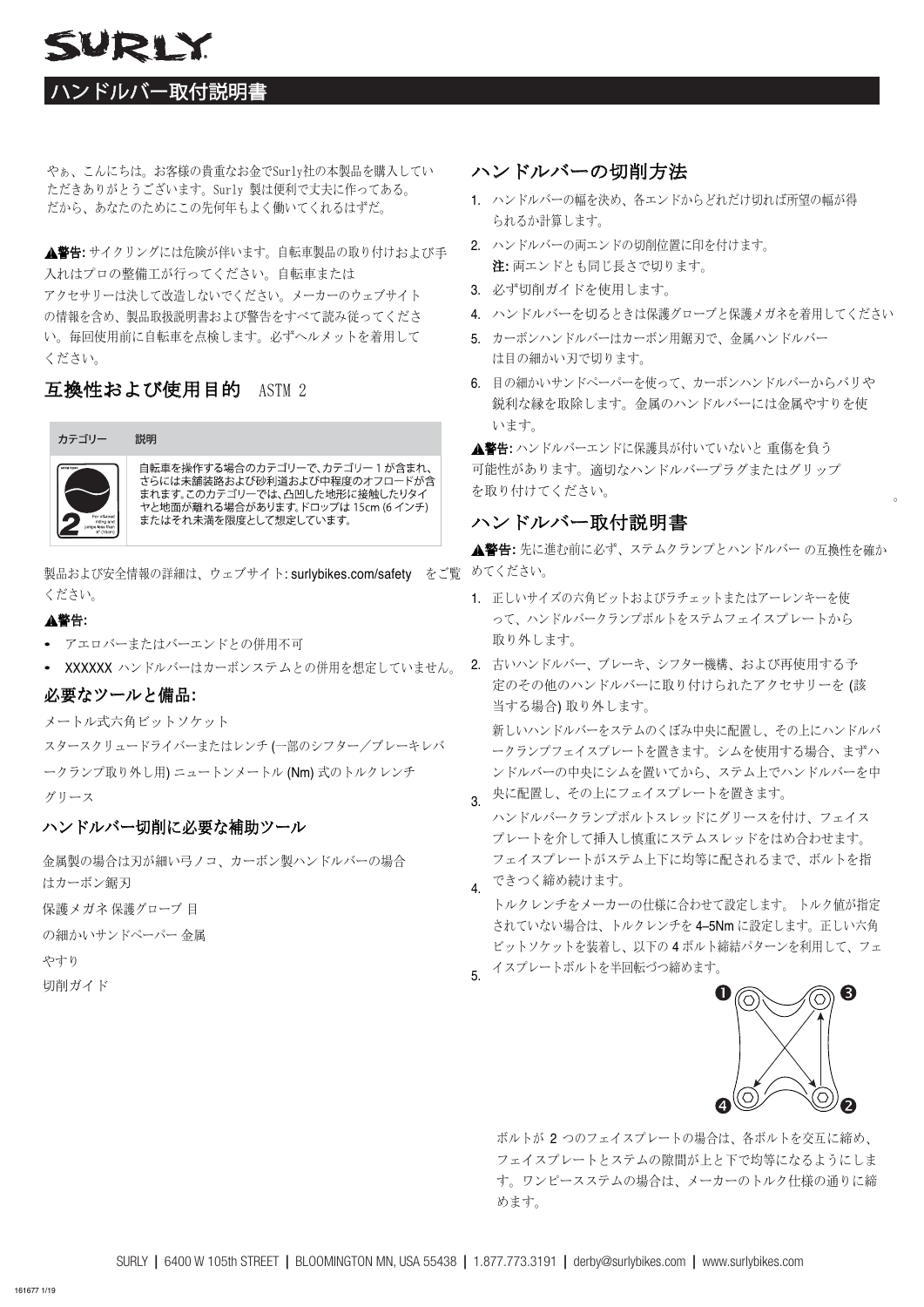# SURLY

## ハンドルバー取付説明書

やぁ、こんにちは。お客様の貴重なお金でSurly社の本製品を購入していただきありがとうございます。Surly 製は便利で丈夫に作ってある。だから、あなたのためにこの先何年もよく働いてくれるはずだ。

**▲警告:** サイクリングには危険が伴います。自転車製品の取り付けおよび手入れはプロの整備工が行ってください。自転車または アクセサリーは決して改造しないでください。メーカーのウェブサイトの情報を含め、製品取扱説明書および警告をすべて読み従ってください。毎回使用前に自転車を点検します。必ずヘルメットを着用してください。

## 互換性および使用目的　ASTM 2

| カテゴリー | 説明 |
| --- | --- |
| 2 | 自転車を操作する場合のカテゴリーで、カテゴリー 1 が含まれ、さらには未舗装路および砂利道および中程度のオフロードが含まれます。このカテゴリーでは、凸凹した地形に接触したりタイヤと地面が離れる場合があります。ドロップは 15cm (6 インチ) またはそれ未満を限度として想定しています。 |

製品および安全情報の詳細は、ウェブサイト: surlybikes.com/safety　をご覧ください。

**▲警告:**

- アエロバーまたはバーエンドとの併用不可
- XXXXXX ハンドルバーはカーボンステムとの併用を想定していません。

## 必要なツールと備品:

メートル式六角ビットソケット

スタースクリュードライバーまたはレンチ (一部のシフター／ブレーキレバークランプ取り外し用) ニュートンメートル (Nm) 式のトルクレンチ

グリース

## ハンドルバー切削に必要な補助ツール

金属製の場合は刃が細い弓ノコ、カーボン製ハンドルバーの場合はカーボン鋸刃

保護メガネ 保護グローブ 目の細かいサンドペーパー 金属やすり

切削ガイド

## ハンドルバーの切削方法

1. ハンドルバーの幅を決め、各エンドからどれだけ切れば所望の幅が得られるか計算します。
2. ハンドルバーの両エンドの切削位置に印を付けます。
   **注:** 両エンドとも同じ長さで切ります。
3. 必ず切削ガイドを使用します。
4. ハンドルバーを切るときは保護グローブと保護メガネを着用してください
5. カーボンハンドルバーはカーボン用鋸刃で、金属ハンドルバーは目の細かい刃で切ります。
6. 目の細かいサンドペーパーを使って、カーボンハンドルバーからバリや鋭利な縁を取除します。金属のハンドルバーには金属やすりを使います。

**▲警告:** ハンドルバーエンドに保護具が付いていないと 重傷を負う可能性があります。適切なハンドルバープラグまたはグリップを取り付けてください。

## ハンドルバー取付説明書

**▲警告:** 先に進む前に必ず、ステムクランプとハンドルバー の互換性を確かめてください。

1. 正しいサイズの六角ビットおよびラチェットまたはアーレンキーを使って、ハンドルバークランプボルトをステムフェイスプレートから取り外します。
2. 古いハンドルバー、ブレーキ、シフター機構、および再使用する予定のその他のハンドルバーに取り付けられたアクセサリーを (該当する場合) 取り外します。
3. 新しいハンドルバーをステムのくぼみ中央に配置し、その上にハンドルバークランプフェイスプレートを置きます。シムを使用する場合、まずハンドルバーの中央にシムを置いてから、ステム上でハンドルバーを中央に配置し、その上にフェイスプレートを置きます。
4. ハンドルバークランプボルトスレッドにグリースを付け、フェイスプレートを介して挿入し慎重にステムスレッドをはめ合わせます。フェイスプレートがステム上下に均等に配されるまで、ボルトを指できつく締め続けます。
5. トルクレンチをメーカーの仕様に合わせて設定します。 トルク値が指定されていない場合は、トルクレンチを 4–5Nm に設定します。正しい六角ビットソケットを装着し、以下の 4 ボルト締結パターンを利用して、フェイスプレートボルトを半回転づつ締めます。

ボルトが 2 つのフェイスプレートの場合は、各ボルトを交互に締め、フェイスプレートとステムの隙間が上と下で均等になるようにします。ワンピースステムの場合は、メーカーのトルク仕様の通りに締めます。

SURLY | 6400 W 105th STREET | BLOOMINGTON MN, USA 55438 | 1.877.773.3191 | derby@surlybikes.com | www.surlybikes.com

161677 1/19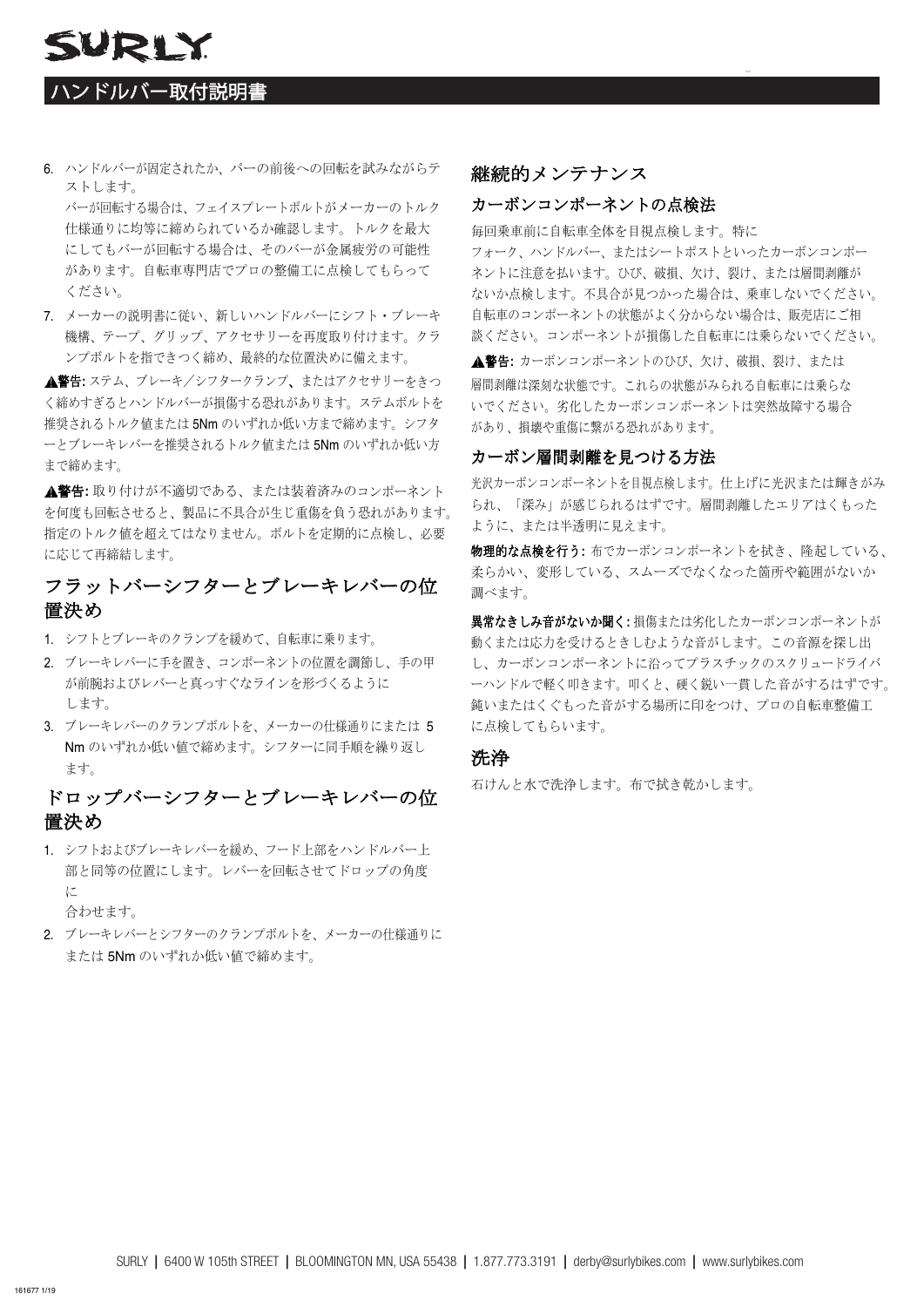# ハンドルバー取付説明書

6. ハンドルバーが固定されたか、バーの前後への回転を試みながらテストします。
   バーが回転する場合は、フェイスプレートボルトがメーカーのトルク仕様通りに均等に締められているか確認します。トルクを最大にしてもバーが回転する場合は、そのバーが金属疲労の可能性があります。自転車専門店でプロの整備工に点検してもらってください。
7. メーカーの説明書に従い、新しいハンドルバーにシフト・ブレーキ機構、テープ、グリップ、アクセサリーを再度取り付けます。クランプボルトを指できつく締め、最終的な位置決めに備えます。

**▲警告:** ステム、ブレーキ／シフタークランプ、またはアクセサリーをきつく締めすぎるとハンドルバーが損傷する恐れがあります。ステムボルトを推奨されるトルク値または 5Nm のいずれか低い方まで締めます。シフターとブレーキレバーを推奨されるトルク値または 5Nm のいずれか低い方まで締めます。

**▲警告:** 取り付けが不適切である、または装着済みのコンポーネントを何度も回転させると、製品に不具合が生じ重傷を負う恐れがあります。指定のトルク値を超えてはなりません。ボルトを定期的に点検し、必要に応じて再締結します。

## フラットバーシフターとブレーキレバーの位置決め

1. シフトとブレーキのクランプを緩めて、自転車に乗ります。
2. ブレーキレバーに手を置き、コンポーネントの位置を調節し、手の甲が前腕およびレバーと真っすぐなラインを形づくるようにします。
3. ブレーキレバーのクランプボルトを、メーカーの仕様通りにまたは 5 Nm のいずれか低い値で締めます。シフターに同手順を繰り返します。

## ドロップバーシフターとブレーキレバーの位置決め

1. シフトおよびブレーキレバーを緩め、フード上部をハンドルバー上部と同等の位置にします。レバーを回転させてドロップの角度に合わせます。
2. ブレーキレバーとシフターのクランプボルトを、メーカーの仕様通りにまたは 5Nm のいずれか低い値で締めます。

## 継続的メンテナンス

### カーボンコンポーネントの点検法

毎回乗車前に自転車全体を目視点検します。特にフォーク、ハンドルバー、またはシートポストといったカーボンコンポーネントに注意を払います。ひび、破損、欠け、裂け、または層間剥離がないか点検します。不具合が見つかった場合は、乗車しないでください。自転車のコンポーネントの状態がよく分からない場合は、販売店にご相談ください。コンポーネントが損傷した自転車には乗らないでください。

**▲警告:** カーボンコンポーネントのひび、欠け、破損、裂け、または層間剥離は深刻な状態です。これらの状態がみられる自転車には乗らないでください。劣化したカーボンコンポーネントは突然故障する場合があり、損壊や重傷に繋がる恐れがあります。

### カーボン層間剥離を見つける方法

光沢カーボンコンポーネントを目視点検します。仕上げに光沢または輝きがみられ、「深み」が感じられるはずです。層間剥離したエリアはくもったように、または半透明に見えます。

**物理的な点検を行う:** 布でカーボンコンポーネントを拭き、隆起している、柔らかい、変形している、スムーズでなくなった箇所や範囲がないか調べます。

**異常なきしみ音がないか聞く:** 損傷または劣化したカーボンコンポーネントが動くまたは応力を受けるときしむような音がします。この音源を探し出し、カーボンコンポーネントに沿ってプラスチックのスクリュードライバーハンドルで軽く叩きます。叩くと、硬く鋭い一貫した音がするはずです。鈍いまたはくぐもった音がする場所に印をつけ、プロの自転車整備工に点検してもらいます。

## 洗浄

石けんと水で洗浄します。布で拭き乾かします。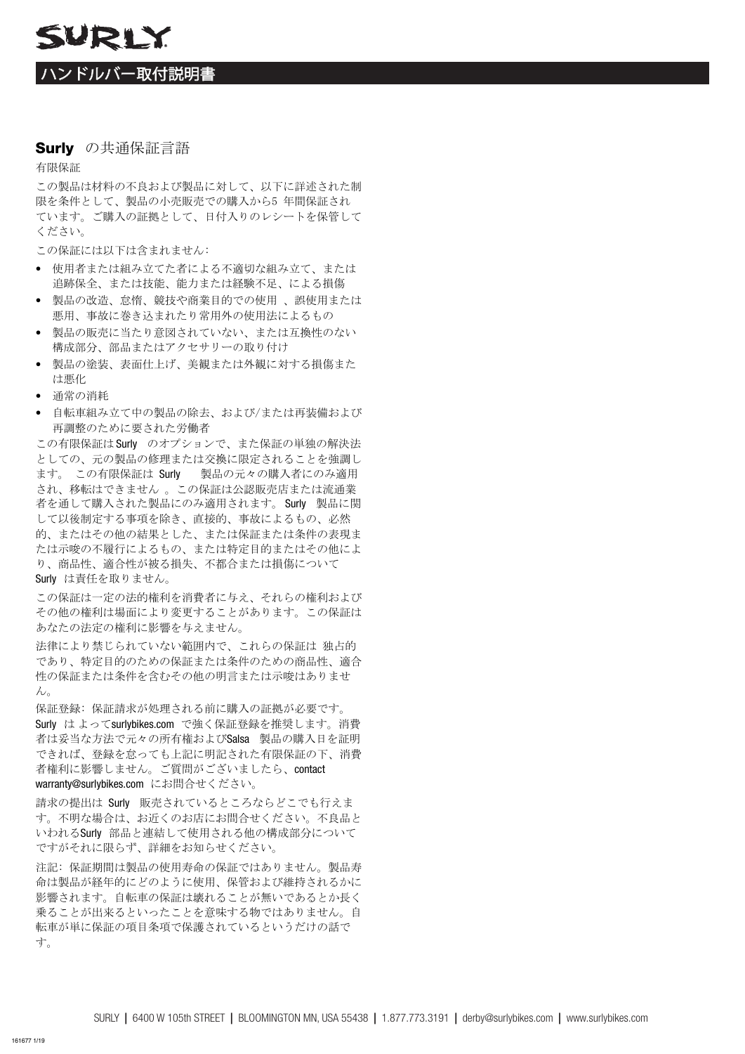# SURLY

## ハンドルバー取付説明書

### Surly の共通保証言語

有限保証

この製品は材料の不良および製品に対して、以下に詳述された制限を条件として、製品の小売販売での購入から5 年間保証されています。ご購入の証拠として、日付入りのレシートを保管してください。

この保証には以下は含まれません:

- 使用者または組み立てた者による不適切な組み立て、または追跡保全、または技能、能力または経験不足、による損傷
- 製品の改造、怠惰、競技や商業目的での使用 、誤使用または悪用、事故に巻き込まれたり常用外の使用法によるもの
- 製品の販売に当たり意図されていない、または互換性のない構成部分、部品またはアクセサリーの取り付け
- 製品の塗装、表面仕上げ、美観または外観に対する損傷または悪化
- 通常の消耗
- 自転車組み立て中の製品の除去、および/または再装備および再調整のために要された労働者

この有限保証はSurly のオプションで、また保証の単独の解決法としての、元の製品の修理または交換に限定されることを強調します。 この有限保証は Surly 製品の元々の購入者にのみ適用され、移転はできません 。この保証は公認販売店または流通業者を通して購入された製品にのみ適用されます。 Surly 製品に関して以後制定する事項を除き、直接的、事故によるもの、必然的、またはその他の結果とした、または保証または条件の表現または示唆の不履行によるもの、または特定目的またはその他により、商品性、適合性が被る損失、不都合または損傷について Surly は責任を取りません。

この保証は一定の法的権利を消費者に与え、それらの権利およびその他の権利は場面により変更することがあります。この保証はあなたの法定の権利に影響を与えません。

法律により禁じられていない範囲内で、これらの保証は 独占的であり、特定目的のための保証または条件のための商品性、適合性の保証または条件を含むその他の明言または示唆はありません。

保証登録: 保証請求が処理される前に購入の証拠が必要です。 Surly は よってsurlybikes.com で強く保証登録を推奨します。消費者は妥当な方法で元々の所有権およびSalsa 製品の購入日を証明できれば、登録を怠っても上記に明記された有限保証の下、消費者権利に影響しません。ご質問がございましたら、contact warranty@surlybikes.com にお問合せください。

請求の提出は Surly 販売されているところならどこでも行えます。不明な場合は、お近くのお店にお問合せください。不良品といわれるSurly 部品と連結して使用される他の構成部分についてですがそれに限らず、詳細をお知らせください。

注記: 保証期間は製品の使用寿命の保証ではありません。製品寿命は製品が経年的にどのように使用、保管および維持されるかに影響されます。自転車の保証は壊れることが無いであるとか長く乗ることが出来るといったことを意味する物ではありません。自転車が単に保証の項目条項で保護されているというだけの話です。

SURLY | 6400 W 105th STREET | BLOOMINGTON MN, USA 55438 | 1.877.773.3191 | derby@surlybikes.com | www.surlybikes.com

161677 1/19